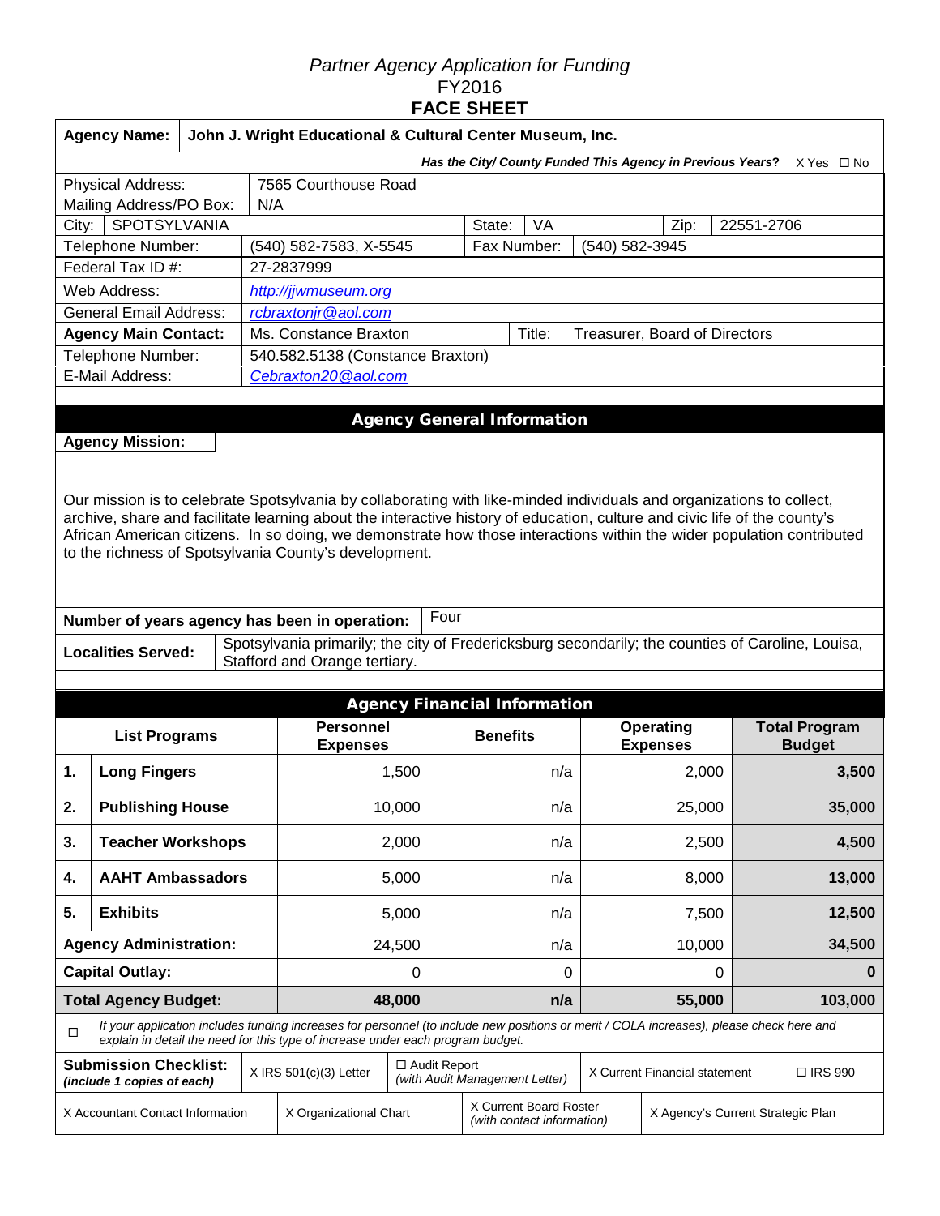*Partner Agency Application for Funding*
FY2016
**FACE SHEET**

| **Agency Name:** | **John J. Wright Educational & Cultural Center Museum, Inc.** |
|---|---|
| ***Has the City/ County Funded This Agency in Previous Years?*** | X Yes ☐ No |

| | | | | | |
|---|---|---|---|---|---|
| Physical Address: | 7565 Courthouse Road | | | | |
| Mailing Address/PO Box: | N/A | | | | |
| City: SPOTSYLVANIA | | State: | VA | Zip: | 22551-2706 |
| Telephone Number: | (540) 582-7583, X-5545 | Fax Number: | (540) 582-3945 | | |
| Federal Tax ID #: | 27-2837999 | | | | |
| Web Address: | *http://jjwmuseum.org* | | | | |
| General Email Address: | *rcbraxtonjr@aol.com* | | | | |
| **Agency Main Contact:** | Ms. Constance Braxton | Title: | Treasurer, Board of Directors | | |
| Telephone Number: | 540.582.5138 (Constance Braxton) | | | | |
| E-Mail Address: | *Cebraxton20@aol.com* | | | | |

## Agency General Information

**Agency Mission:**

Our mission is to celebrate Spotsylvania by collaborating with like-minded individuals and organizations to collect, archive, share and facilitate learning about the interactive history of education, culture and civic life of the county's African American citizens. In so doing, we demonstrate how those interactions within the wider population contributed to the richness of Spotsylvania County's development.

| | |
|---|---|
| **Number of years agency has been in operation:** | Four |
| **Localities Served:** | Spotsylvania primarily; the city of Fredericksburg secondarily; the counties of Caroline, Louisa, Stafford and Orange tertiary. |

## Agency Financial Information

| | **List Programs** | **Personnel Expenses** | **Benefits** | **Operating Expenses** | **Total Program Budget** |
|---|---|---|---|---|---|
| **1.** | **Long Fingers** | 1,500 | n/a | 2,000 | **3,500** |
| **2.** | **Publishing House** | 10,000 | n/a | 25,000 | **35,000** |
| **3.** | **Teacher Workshops** | 2,000 | n/a | 2,500 | **4,500** |
| **4.** | **AAHT Ambassadors** | 5,000 | n/a | 8,000 | **13,000** |
| **5.** | **Exhibits** | 5,000 | n/a | 7,500 | **12,500** |
| **Agency Administration:** | | 24,500 | n/a | 10,000 | **34,500** |
| **Capital Outlay:** | | 0 | 0 | 0 | **0** |
| **Total Agency Budget:** | | **48,000** | **n/a** | **55,000** | **103,000** |

☐ *If your application includes funding increases for personnel (to include new positions or merit / COLA increases), please check here and explain in detail the need for this type of increase under each program budget.*

| | | | | |
|---|---|---|---|---|
| **Submission Checklist:** *(include 1 copies of each)* | X IRS 501(c)(3) Letter | ☐ Audit Report *(with Audit Management Letter)* | X Current Financial statement | ☐ IRS 990 |
| X Accountant Contact Information | X Organizational Chart | X Current Board Roster *(with contact information)* | X Agency's Current Strategic Plan | |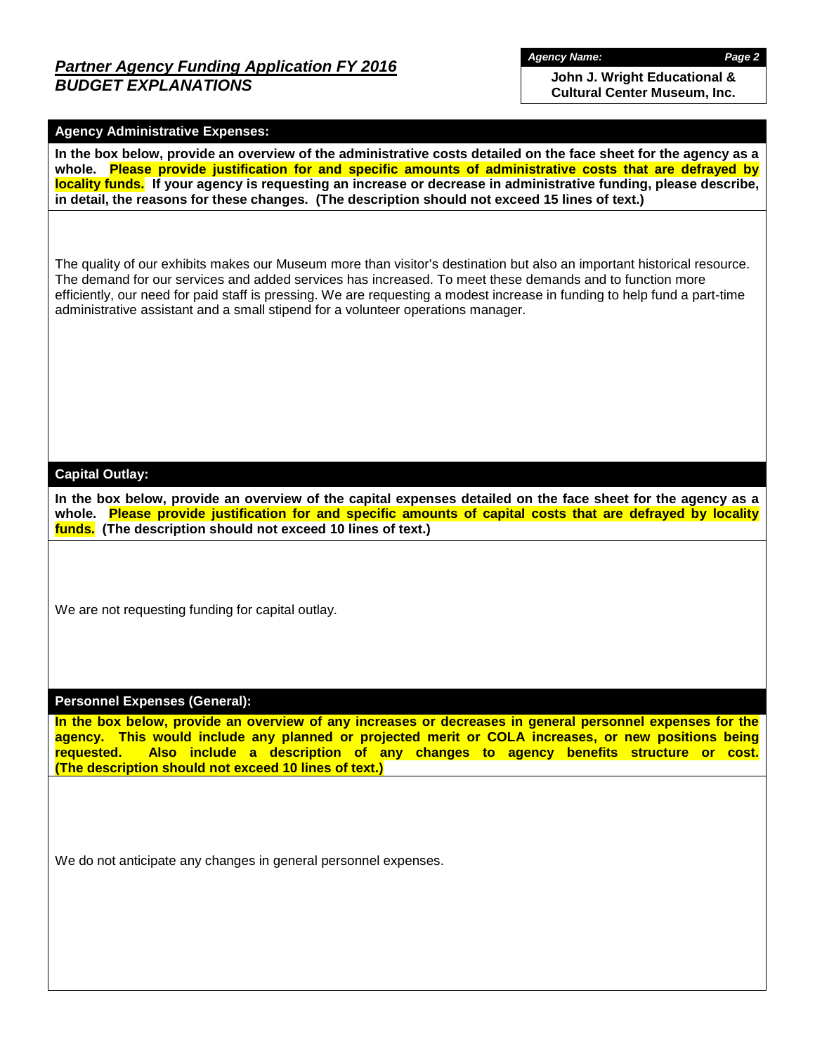## *Partner Agency Funding Application FY 2016*
## *BUDGET EXPLANATIONS*

***Agency Name:***
**John J. Wright Educational & Cultural Center Museum, Inc.**

### Agency Administrative Expenses:

**In the box below, provide an overview of the administrative costs detailed on the face sheet for the agency as a whole. Please provide justification for and specific amounts of administrative costs that are defrayed by locality funds. If your agency is requesting an increase or decrease in administrative funding, please describe, in detail, the reasons for these changes. (The description should not exceed 15 lines of text.)**

The quality of our exhibits makes our Museum more than visitor's destination but also an important historical resource. The demand for our services and added services has increased. To meet these demands and to function more efficiently, our need for paid staff is pressing. We are requesting a modest increase in funding to help fund a part-time administrative assistant and a small stipend for a volunteer operations manager.

### Capital Outlay:

**In the box below, provide an overview of the capital expenses detailed on the face sheet for the agency as a whole. Please provide justification for and specific amounts of capital costs that are defrayed by locality funds. (The description should not exceed 10 lines of text.)**

We are not requesting funding for capital outlay.

### Personnel Expenses (General):

**In the box below, provide an overview of any increases or decreases in general personnel expenses for the agency. This would include any planned or projected merit or COLA increases, or new positions being requested. Also include a description of any changes to agency benefits structure or cost. (The description should not exceed 10 lines of text.)**

We do not anticipate any changes in general personnel expenses.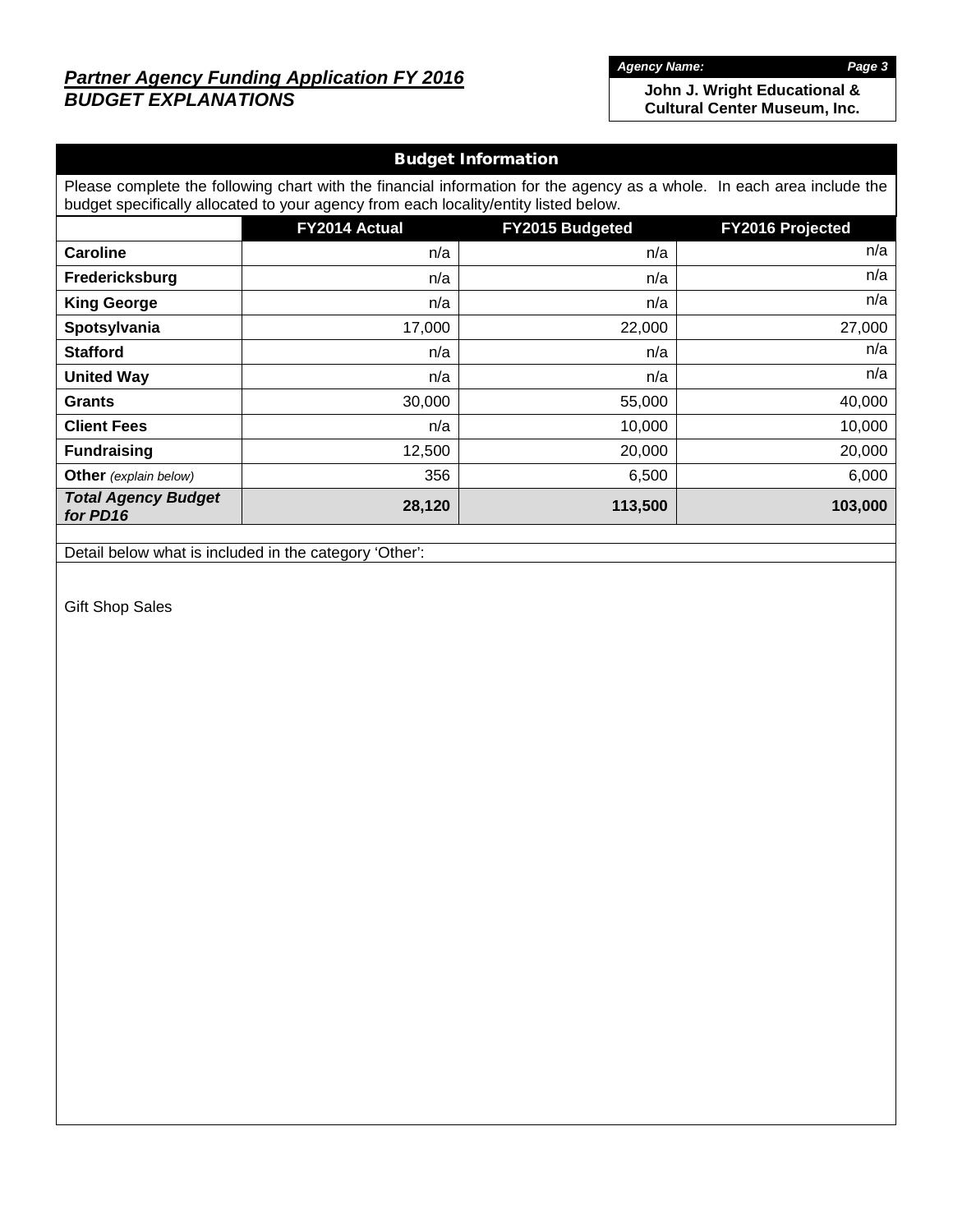## *Partner Agency Funding Application FY 2016*
## *BUDGET EXPLANATIONS*

***Agency Name:***

**John J. Wright Educational & Cultural Center Museum, Inc.**

### Budget Information

Please complete the following chart with the financial information for the agency as a whole. In each area include the budget specifically allocated to your agency from each locality/entity listed below.

| | FY2014 Actual | FY2015 Budgeted | FY2016 Projected |
|---|---|---|---|
| **Caroline** | n/a | n/a | n/a |
| **Fredericksburg** | n/a | n/a | n/a |
| **King George** | n/a | n/a | n/a |
| **Spotsylvania** | 17,000 | 22,000 | 27,000 |
| **Stafford** | n/a | n/a | n/a |
| **United Way** | n/a | n/a | n/a |
| **Grants** | 30,000 | 55,000 | 40,000 |
| **Client Fees** | n/a | 10,000 | 10,000 |
| **Fundraising** | 12,500 | 20,000 | 20,000 |
| **Other** *(explain below)* | 356 | 6,500 | 6,000 |
| ***Total Agency Budget for PD16*** | **28,120** | **113,500** | **103,000** |

Detail below what is included in the category 'Other':

Gift Shop Sales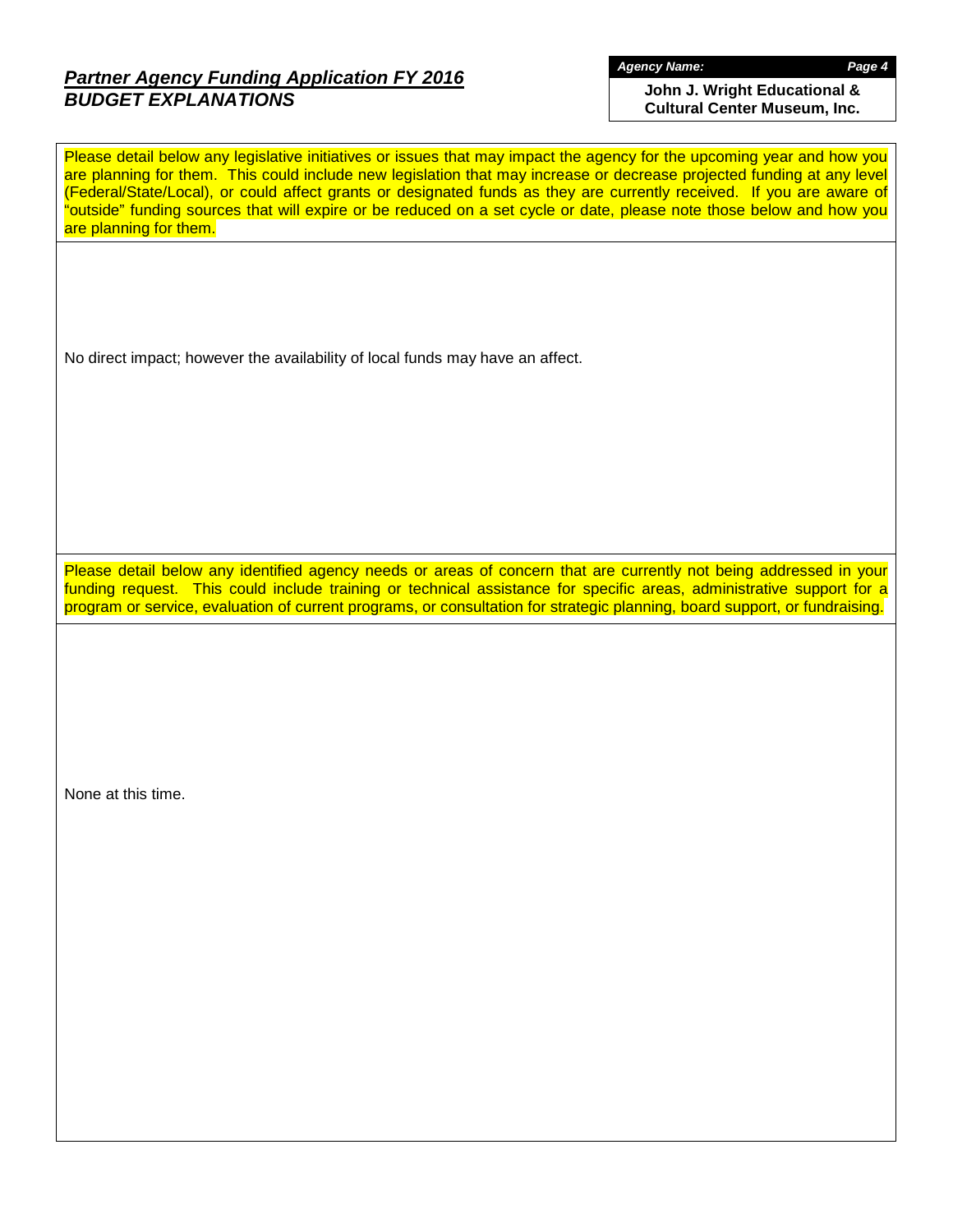## *Partner Agency Funding Application FY 2016*
## *BUDGET EXPLANATIONS*

***Agency Name:***

**John J. Wright Educational & Cultural Center Museum, Inc.**

Please detail below any legislative initiatives or issues that may impact the agency for the upcoming year and how you are planning for them. This could include new legislation that may increase or decrease projected funding at any level (Federal/State/Local), or could affect grants or designated funds as they are currently received. If you are aware of "outside" funding sources that will expire or be reduced on a set cycle or date, please note those below and how you are planning for them.

No direct impact; however the availability of local funds may have an affect.

Please detail below any identified agency needs or areas of concern that are currently not being addressed in your funding request. This could include training or technical assistance for specific areas, administrative support for a program or service, evaluation of current programs, or consultation for strategic planning, board support, or fundraising.

None at this time.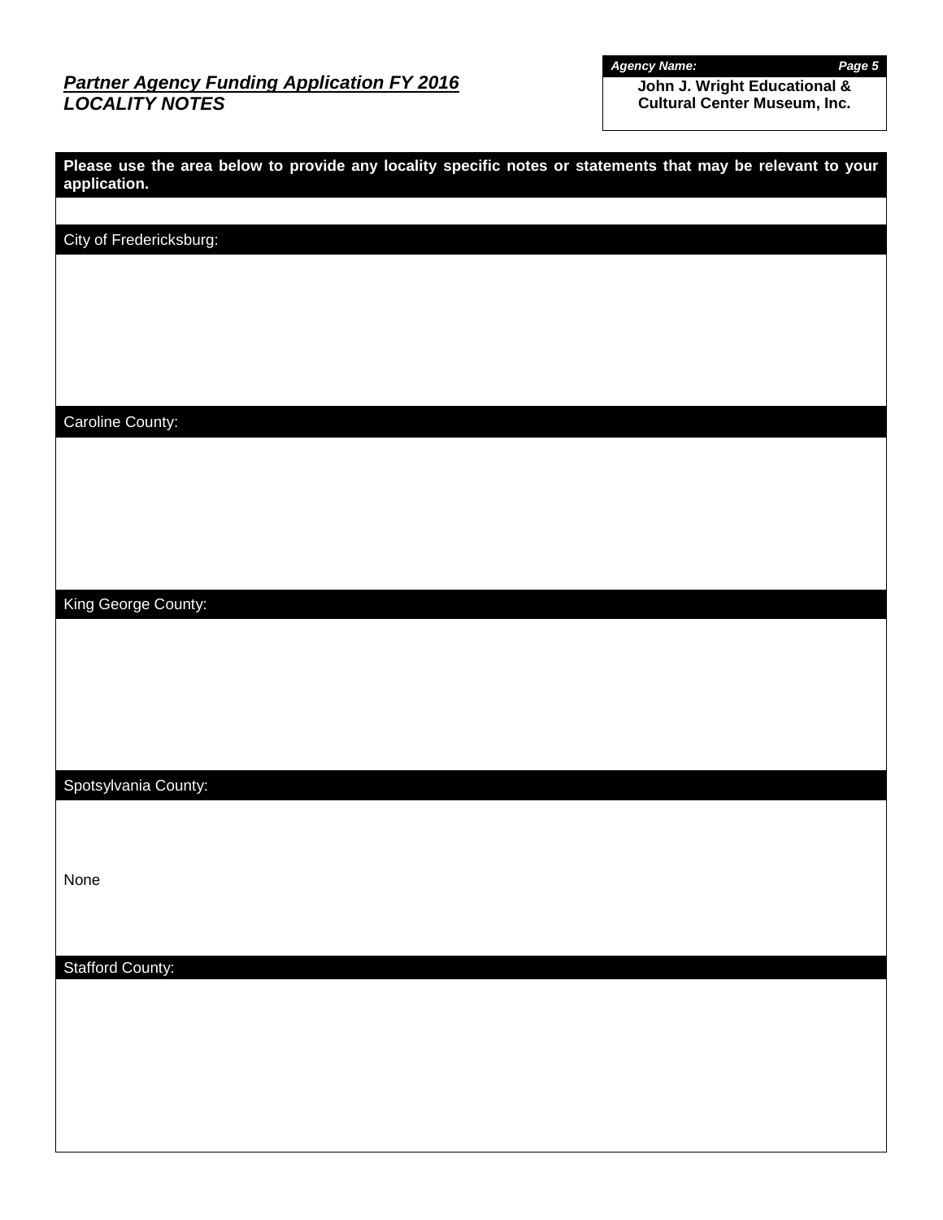***Partner Agency Funding Application FY 2016***
***LOCALITY NOTES***

***Agency Name:***
**John J. Wright Educational & Cultural Center Museum, Inc.**

**Please use the area below to provide any locality specific notes or statements that may be relevant to your application.**

City of Fredericksburg:

Caroline County:

King George County:

Spotsylvania County:

None

Stafford County: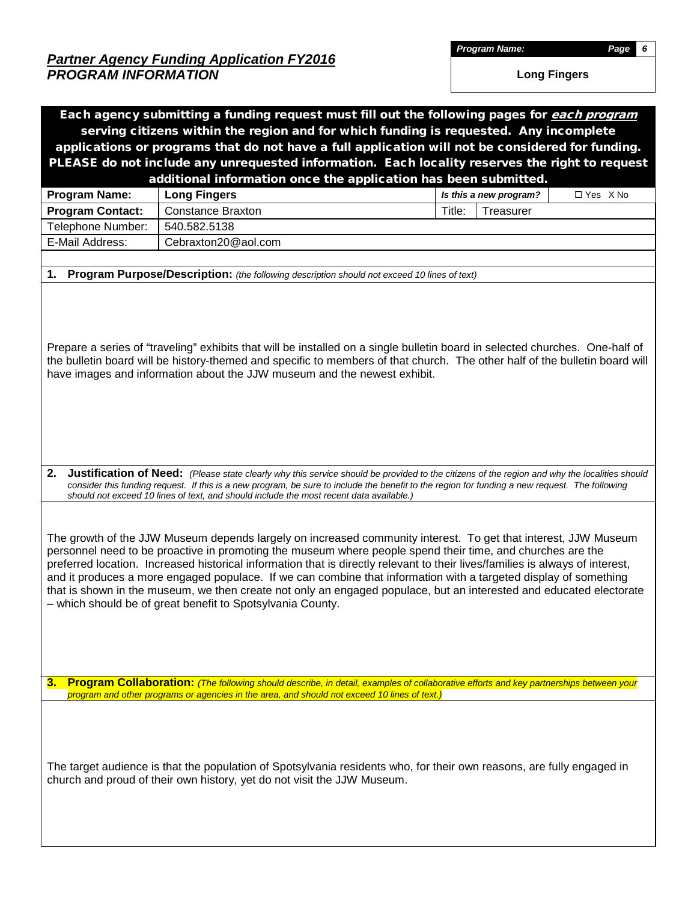## *Partner Agency Funding Application FY2016*
## *PROGRAM INFORMATION*

| *Program Name:* | |
|---|---|
| **Long Fingers** | |

**Each agency submitting a funding request must fill out the following pages for *each program* serving citizens within the region and for which funding is requested. Any incomplete applications or programs that do not have a full application will not be considered for funding. PLEASE do not include any unrequested information. Each locality reserves the right to request additional information once the application has been submitted.**

| **Program Name:** | **Long Fingers** | ***Is this a new program?*** | ☐ Yes X No |
|---|---|---|---|
| **Program Contact:** | Constance Braxton | Title: | Treasurer |
| Telephone Number: | 540.582.5138 | | |
| E-Mail Address: | Cebraxton20@aol.com | | |

**1. Program Purpose/Description:** *(the following description should not exceed 10 lines of text)*

Prepare a series of "traveling" exhibits that will be installed on a single bulletin board in selected churches. One-half of the bulletin board will be history-themed and specific to members of that church. The other half of the bulletin board will have images and information about the JJW museum and the newest exhibit.

**2. Justification of Need:** *(Please state clearly why this service should be provided to the citizens of the region and why the localities should consider this funding request. If this is a new program, be sure to include the benefit to the region for funding a new request. The following should not exceed 10 lines of text, and should include the most recent data available.)*

The growth of the JJW Museum depends largely on increased community interest. To get that interest, JJW Museum personnel need to be proactive in promoting the museum where people spend their time, and churches are the preferred location. Increased historical information that is directly relevant to their lives/families is always of interest, and it produces a more engaged populace. If we can combine that information with a targeted display of something that is shown in the museum, we then create not only an engaged populace, but an interested and educated electorate – which should be of great benefit to Spotsylvania County.

**3. Program Collaboration:** *(The following should describe, in detail, examples of collaborative efforts and key partnerships between your program and other programs or agencies in the area, and should not exceed 10 lines of text.)*

The target audience is that the population of Spotsylvania residents who, for their own reasons, are fully engaged in church and proud of their own history, yet do not visit the JJW Museum.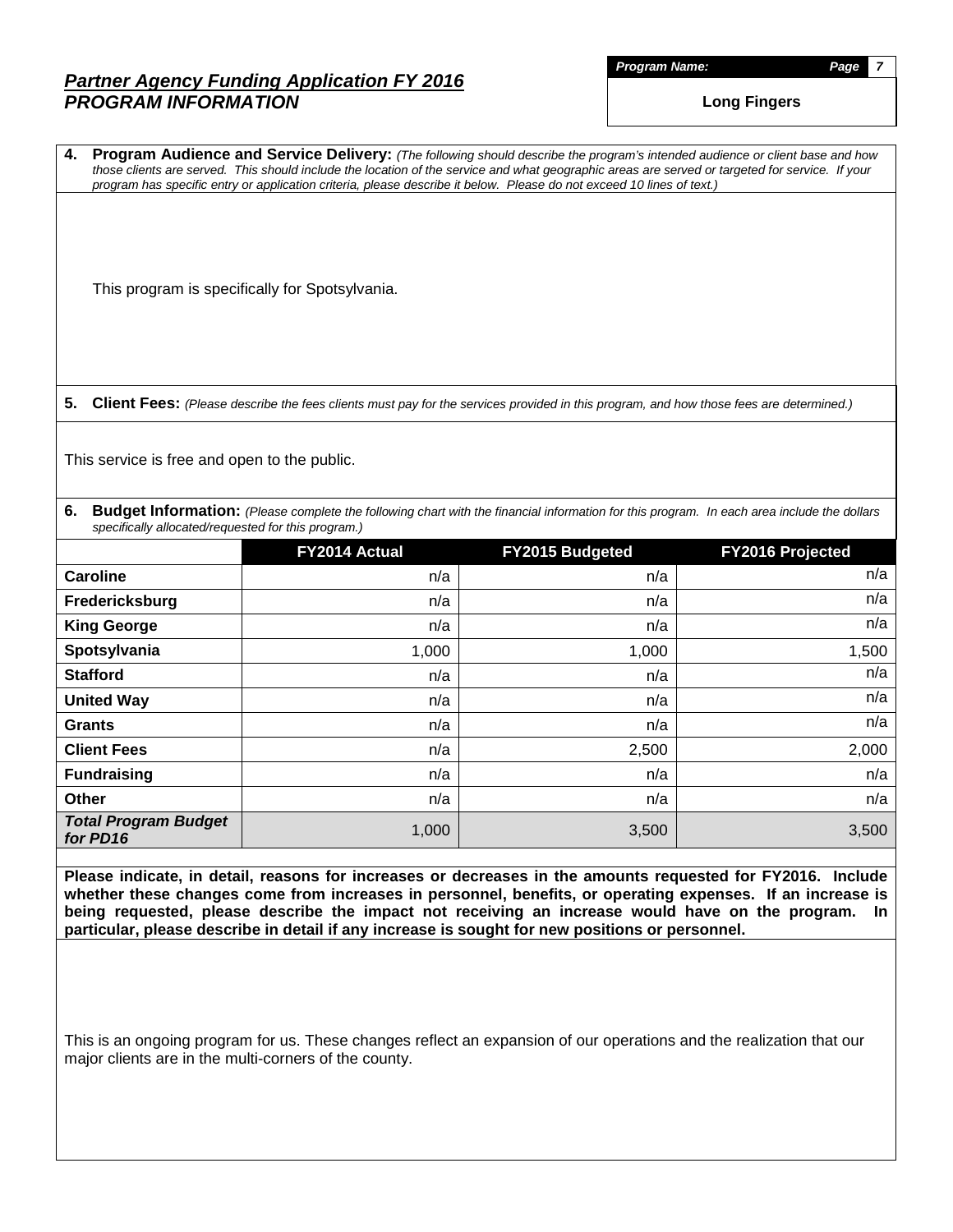## *Partner Agency Funding Application FY 2016*
## *PROGRAM INFORMATION*

***Program Name:***

**Long Fingers**

**4. Program Audience and Service Delivery:** *(The following should describe the program's intended audience or client base and how those clients are served. This should include the location of the service and what geographic areas are served or targeted for service. If your program has specific entry or application criteria, please describe it below. Please do not exceed 10 lines of text.)*

This program is specifically for Spotsylvania.

**5. Client Fees:** *(Please describe the fees clients must pay for the services provided in this program, and how those fees are determined.)*

This service is free and open to the public.

**6. Budget Information:** *(Please complete the following chart with the financial information for this program. In each area include the dollars specifically allocated/requested for this program.)*

| | FY2014 Actual | FY2015 Budgeted | FY2016 Projected |
|---|---|---|---|
| **Caroline** | n/a | n/a | n/a |
| **Fredericksburg** | n/a | n/a | n/a |
| **King George** | n/a | n/a | n/a |
| **Spotsylvania** | 1,000 | 1,000 | 1,500 |
| **Stafford** | n/a | n/a | n/a |
| **United Way** | n/a | n/a | n/a |
| **Grants** | n/a | n/a | n/a |
| **Client Fees** | n/a | 2,500 | 2,000 |
| **Fundraising** | n/a | n/a | n/a |
| **Other** | n/a | n/a | n/a |
| ***Total Program Budget for PD16*** | 1,000 | 3,500 | 3,500 |

**Please indicate, in detail, reasons for increases or decreases in the amounts requested for FY2016. Include whether these changes come from increases in personnel, benefits, or operating expenses. If an increase is being requested, please describe the impact not receiving an increase would have on the program. In particular, please describe in detail if any increase is sought for new positions or personnel.**

This is an ongoing program for us. These changes reflect an expansion of our operations and the realization that our major clients are in the multi-corners of the county.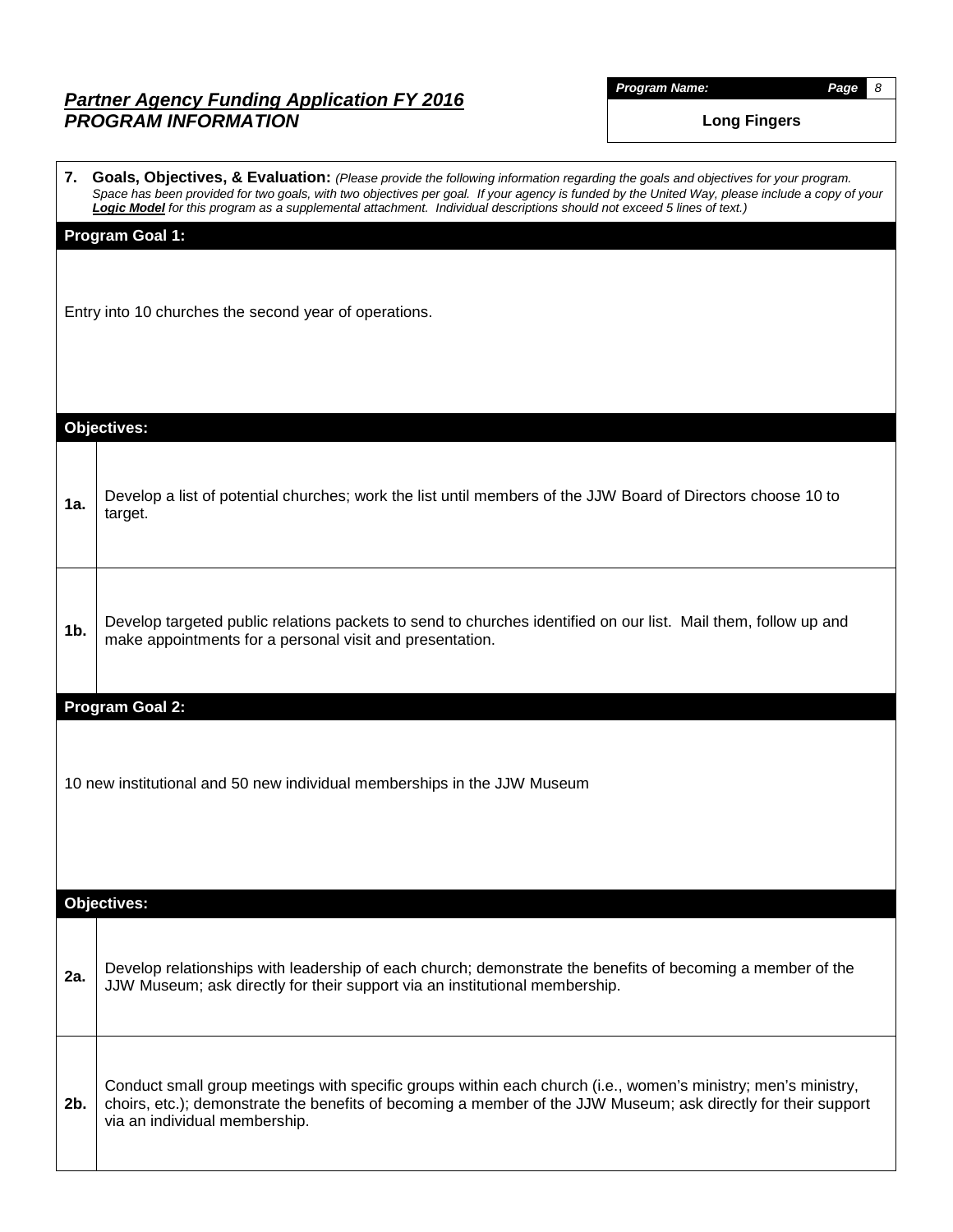## *Partner Agency Funding Application FY 2016*
## *PROGRAM INFORMATION*

***Program Name:*** Long Fingers

**7. Goals, Objectives, & Evaluation:** *(Please provide the following information regarding the goals and objectives for your program. Space has been provided for two goals, with two objectives per goal. If your agency is funded by the United Way, please include a copy of your* ***Logic Model*** *for this program as a supplemental attachment. Individual descriptions should not exceed 5 lines of text.)*

### Program Goal 1:

Entry into 10 churches the second year of operations.

### Objectives:

| | |
|---|---|
| **1a.** | Develop a list of potential churches; work the list until members of the JJW Board of Directors choose 10 to target. |
| **1b.** | Develop targeted public relations packets to send to churches identified on our list. Mail them, follow up and make appointments for a personal visit and presentation. |

### Program Goal 2:

10 new institutional and 50 new individual memberships in the JJW Museum

### Objectives:

| | |
|---|---|
| **2a.** | Develop relationships with leadership of each church; demonstrate the benefits of becoming a member of the JJW Museum; ask directly for their support via an institutional membership. |
| **2b.** | Conduct small group meetings with specific groups within each church (i.e., women's ministry; men's ministry, choirs, etc.); demonstrate the benefits of becoming a member of the JJW Museum; ask directly for their support via an individual membership. |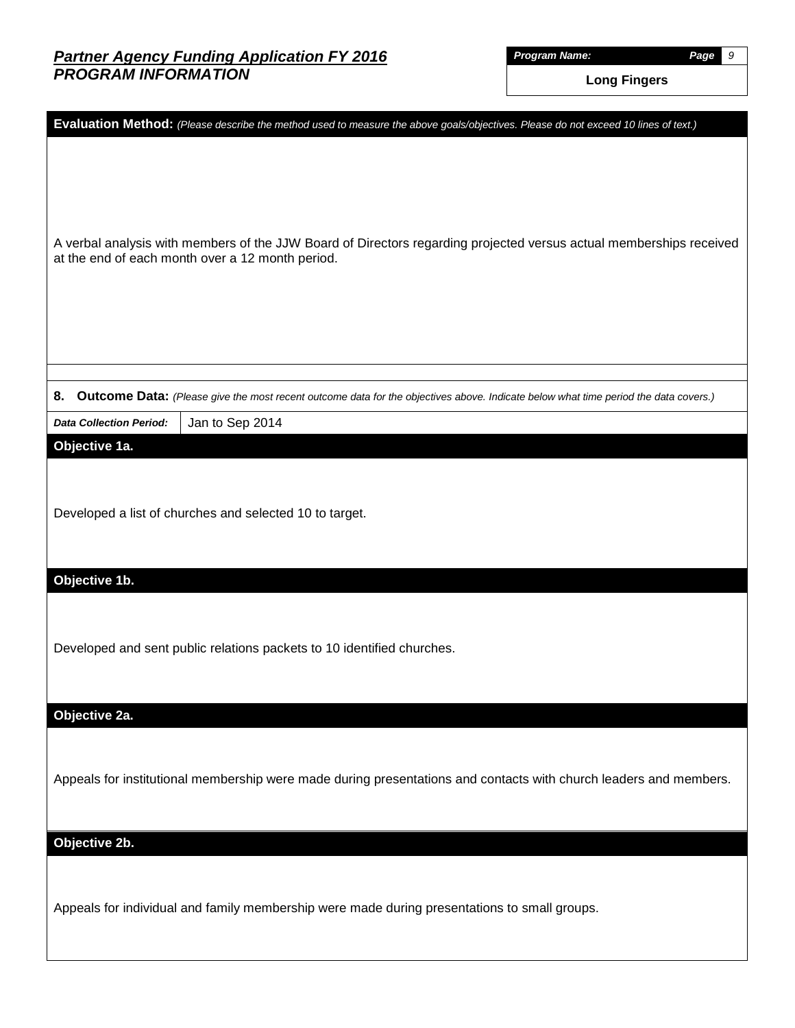## *Partner Agency Funding Application FY 2016*
## *PROGRAM INFORMATION*

| ***Program Name:*** |
|---|
| **Long Fingers** |

**Evaluation Method:** *(Please describe the method used to measure the above goals/objectives. Please do not exceed 10 lines of text.)*

A verbal analysis with members of the JJW Board of Directors regarding projected versus actual memberships received at the end of each month over a 12 month period.

**8. Outcome Data:** *(Please give the most recent outcome data for the objectives above. Indicate below what time period the data covers.)*

| ***Data Collection Period:*** | Jan to Sep 2014 |
|---|---|

**Objective 1a.**

Developed a list of churches and selected 10 to target.

**Objective 1b.**

Developed and sent public relations packets to 10 identified churches.

**Objective 2a.**

Appeals for institutional membership were made during presentations and contacts with church leaders and members.

**Objective 2b.**

Appeals for individual and family membership were made during presentations to small groups.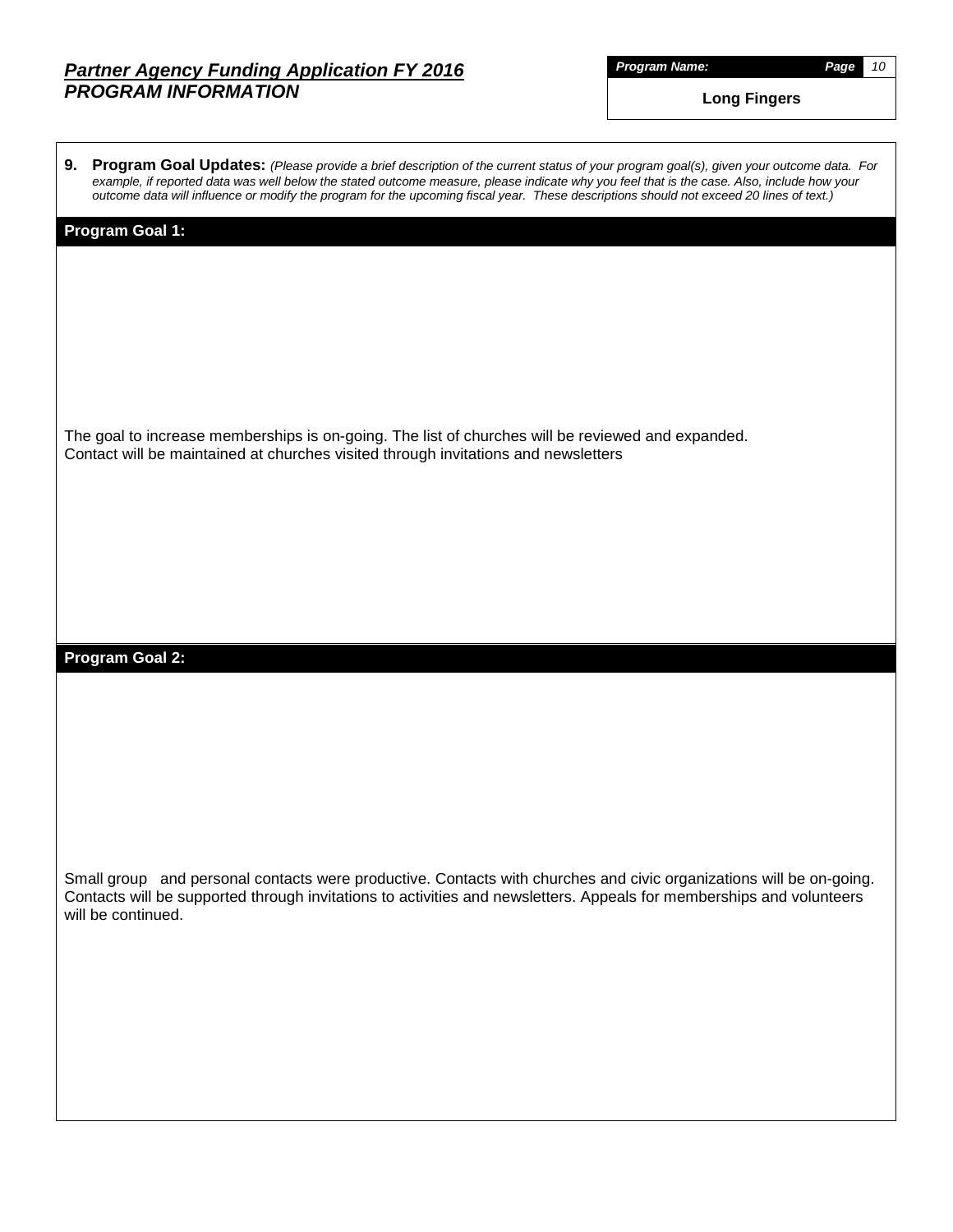## *Partner Agency Funding Application FY 2016*
## *PROGRAM INFORMATION*

***Program Name:*** **Long Fingers**

**9. Program Goal Updates:** *(Please provide a brief description of the current status of your program goal(s), given your outcome data. For example, if reported data was well below the stated outcome measure, please indicate why you feel that is the case. Also, include how your outcome data will influence or modify the program for the upcoming fiscal year. These descriptions should not exceed 20 lines of text.)*

### Program Goal 1:

The goal to increase memberships is on-going. The list of churches will be reviewed and expanded.
Contact will be maintained at churches visited through invitations and newsletters

### Program Goal 2:

Small group and personal contacts were productive. Contacts with churches and civic organizations will be on-going. Contacts will be supported through invitations to activities and newsletters. Appeals for memberships and volunteers will be continued.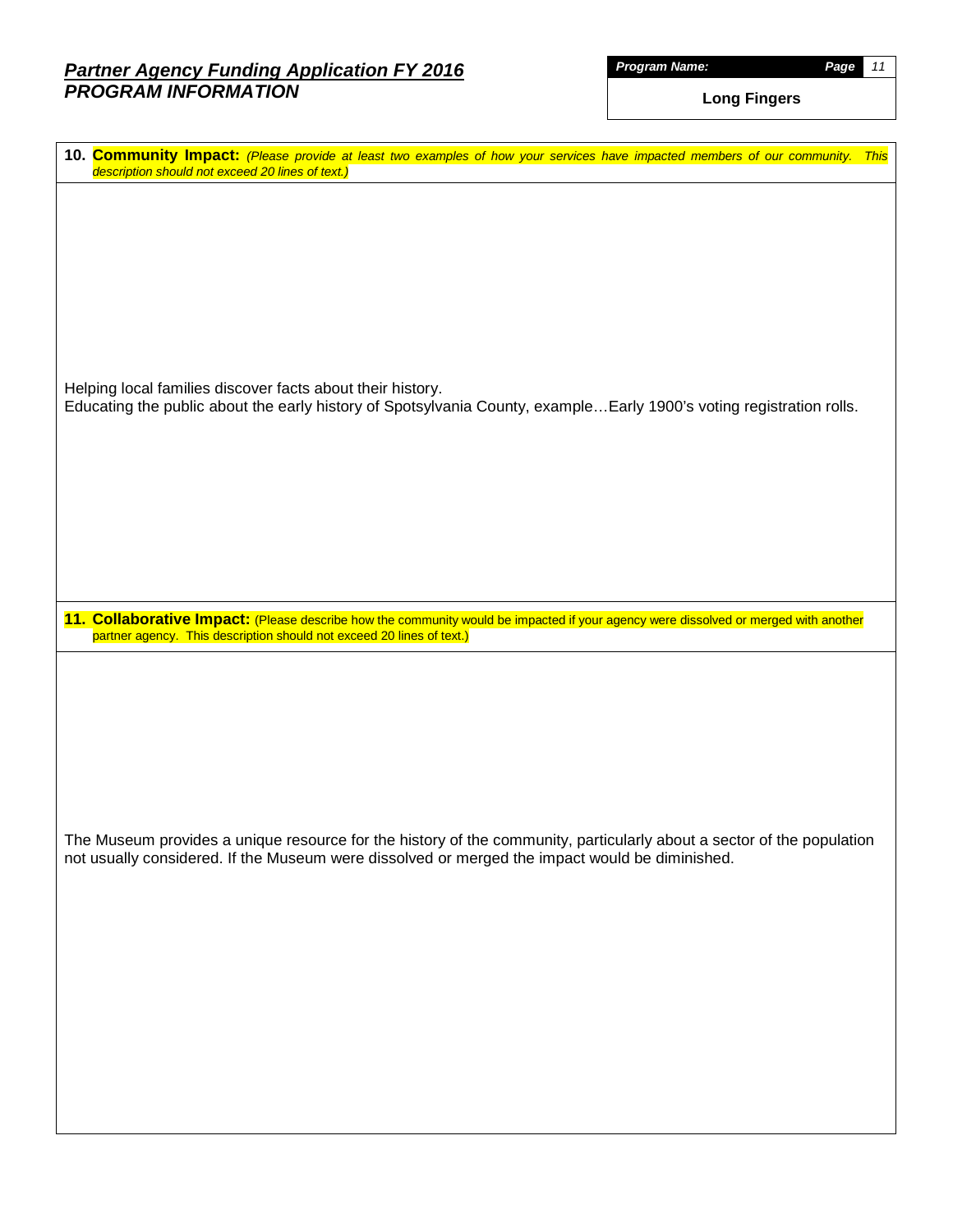# *Partner Agency Funding Application FY 2016*
## *PROGRAM INFORMATION*

***Program Name:***

**Long Fingers**

**10. Community Impact:** *(Please provide at least two examples of how your services have impacted members of our community. This description should not exceed 20 lines of text.)*

Helping local families discover facts about their history.
Educating the public about the early history of Spotsylvania County, example…Early 1900's voting registration rolls.

**11. Collaborative Impact:** (Please describe how the community would be impacted if your agency were dissolved or merged with another partner agency. This description should not exceed 20 lines of text.)

The Museum provides a unique resource for the history of the community, particularly about a sector of the population not usually considered. If the Museum were dissolved or merged the impact would be diminished.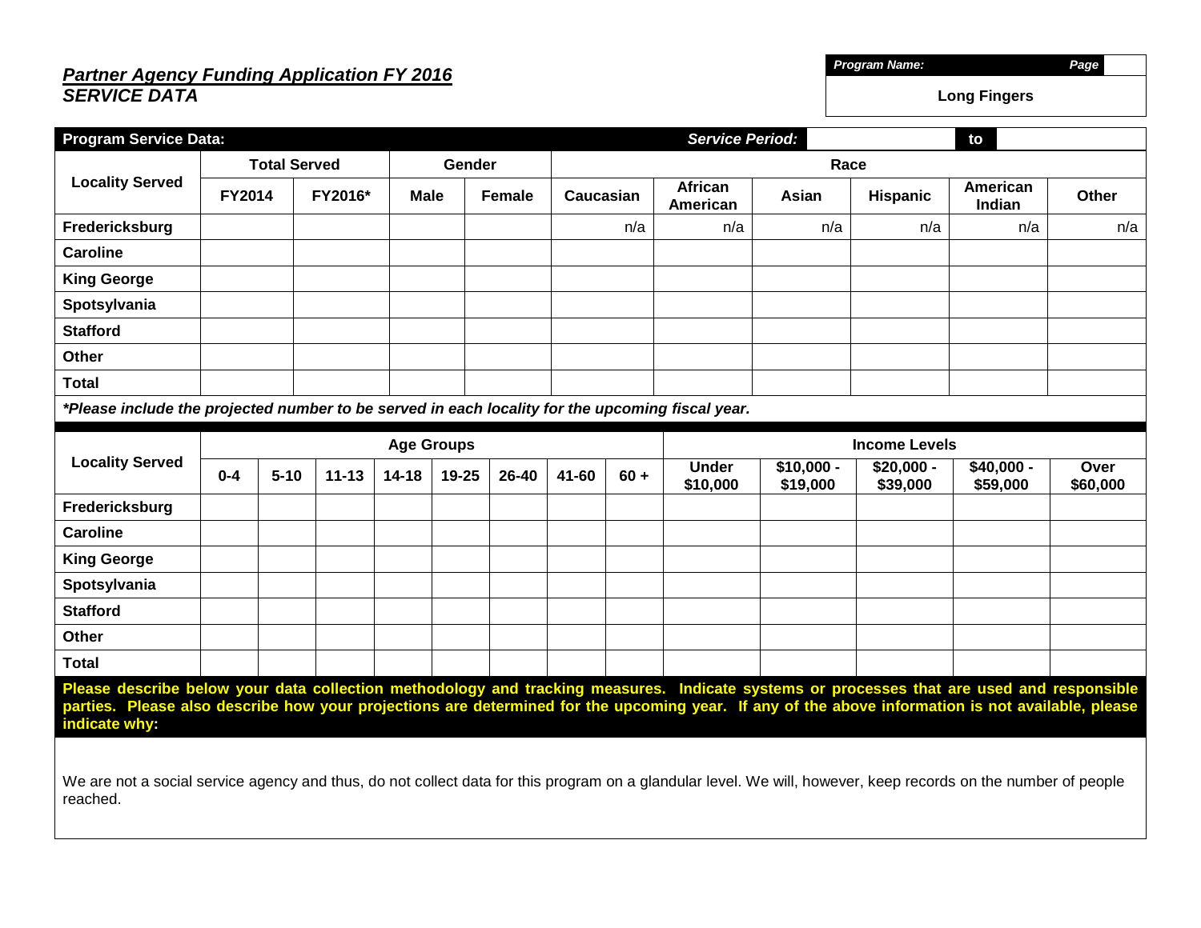***Partner Agency Funding Application FY 2016***
***SERVICE DATA***

| *Program Name:* | *Page* |
|---|---|
| **Long Fingers** | |

**Program Service Data:** *Service Period:* ______ to ______

| Locality Served | Total Served | | Gender | | Race | | | | | |
|---|---|---|---|---|---|---|---|---|---|---|
| | FY2014 | FY2016* | Male | Female | Caucasian | African American | Asian | Hispanic | American Indian | Other |
| Fredericksburg | | | | | n/a | n/a | n/a | n/a | n/a | n/a |
| Caroline | | | | | | | | | | |
| King George | | | | | | | | | | |
| Spotsylvania | | | | | | | | | | |
| Stafford | | | | | | | | | | |
| Other | | | | | | | | | | |
| Total | | | | | | | | | | |

***Please include the projected number to be served in each locality for the upcoming fiscal year.**

| Locality Served | Age Groups | | | | | | | | Income Levels | | | | |
|---|---|---|---|---|---|---|---|---|---|---|---|---|---|
| | 0-4 | 5-10 | 11-13 | 14-18 | 19-25 | 26-40 | 41-60 | 60 + | Under $10,000 | $10,000 - $19,000 | $20,000 - $39,000 | $40,000 - $59,000 | Over $60,000 |
| Fredericksburg | | | | | | | | | | | | | |
| Caroline | | | | | | | | | | | | | |
| King George | | | | | | | | | | | | | |
| Spotsylvania | | | | | | | | | | | | | |
| Stafford | | | | | | | | | | | | | |
| Other | | | | | | | | | | | | | |
| Total | | | | | | | | | | | | | |

**Please describe below your data collection methodology and tracking measures. Indicate systems or processes that are used and responsible parties. Please also describe how your projections are determined for the upcoming year. If any of the above information is not available, please indicate why:**

We are not a social service agency and thus, do not collect data for this program on a glandular level. We will, however, keep records on the number of people reached.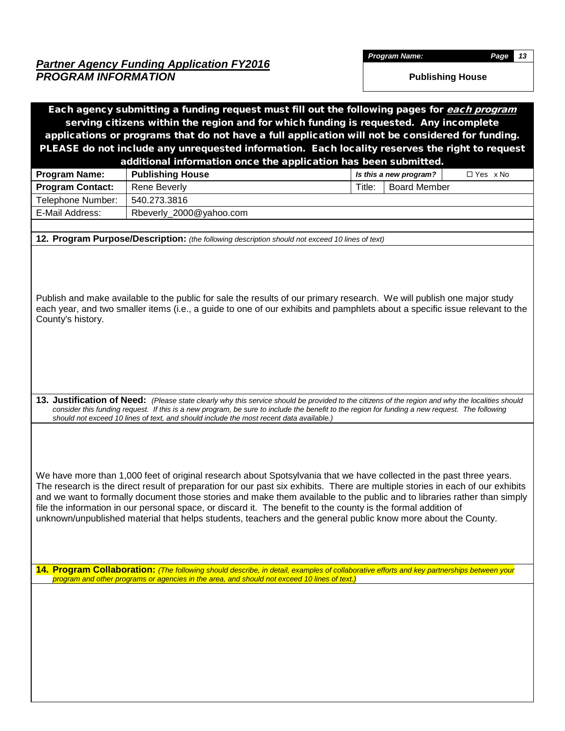## *Partner Agency Funding Application FY2016*
## *PROGRAM INFORMATION*

| *Program Name:* | |
|---|---|
| **Publishing House** | |

**Each agency submitting a funding request must fill out the following pages for *each program* serving citizens within the region and for which funding is requested. Any incomplete applications or programs that do not have a full application will not be considered for funding. PLEASE do not include any unrequested information. Each locality reserves the right to request additional information once the application has been submitted.**

| **Program Name:** | **Publishing House** | *Is this a new program?* | | ☐ Yes x No |
|---|---|---|---|---|
| **Program Contact:** | Rene Beverly | Title: | Board Member | |
| Telephone Number: | 540.273.3816 | | | |
| E-Mail Address: | Rbeverly_2000@yahoo.com | | | |

**12. Program Purpose/Description:** *(the following description should not exceed 10 lines of text)*

Publish and make available to the public for sale the results of our primary research. We will publish one major study each year, and two smaller items (i.e., a guide to one of our exhibits and pamphlets about a specific issue relevant to the County's history.

**13. Justification of Need:** *(Please state clearly why this service should be provided to the citizens of the region and why the localities should consider this funding request. If this is a new program, be sure to include the benefit to the region for funding a new request. The following should not exceed 10 lines of text, and should include the most recent data available.)*

We have more than 1,000 feet of original research about Spotsylvania that we have collected in the past three years. The research is the direct result of preparation for our past six exhibits. There are multiple stories in each of our exhibits and we want to formally document those stories and make them available to the public and to libraries rather than simply file the information in our personal space, or discard it. The benefit to the county is the formal addition of unknown/unpublished material that helps students, teachers and the general public know more about the County.

**14. Program Collaboration:** *(The following should describe, in detail, examples of collaborative efforts and key partnerships between your program and other programs or agencies in the area, and should not exceed 10 lines of text.)*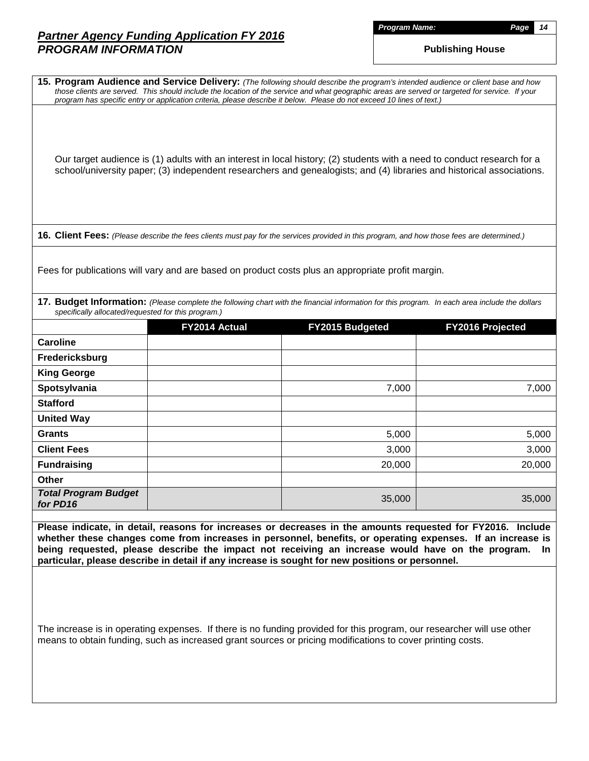# *Partner Agency Funding Application FY 2016*
## *PROGRAM INFORMATION*

***Program Name:*** **Publishing House**

**15. Program Audience and Service Delivery:** *(The following should describe the program's intended audience or client base and how those clients are served. This should include the location of the service and what geographic areas are served or targeted for service. If your program has specific entry or application criteria, please describe it below. Please do not exceed 10 lines of text.)*

Our target audience is (1) adults with an interest in local history; (2) students with a need to conduct research for a school/university paper; (3) independent researchers and genealogists; and (4) libraries and historical associations.

**16. Client Fees:** *(Please describe the fees clients must pay for the services provided in this program, and how those fees are determined.)*

Fees for publications will vary and are based on product costs plus an appropriate profit margin.

**17. Budget Information:** *(Please complete the following chart with the financial information for this program. In each area include the dollars specifically allocated/requested for this program.)*

| | FY2014 Actual | FY2015 Budgeted | FY2016 Projected |
|---|---|---|---|
| **Caroline** | | | |
| **Fredericksburg** | | | |
| **King George** | | | |
| **Spotsylvania** | | 7,000 | 7,000 |
| **Stafford** | | | |
| **United Way** | | | |
| **Grants** | | 5,000 | 5,000 |
| **Client Fees** | | 3,000 | 3,000 |
| **Fundraising** | | 20,000 | 20,000 |
| **Other** | | | |
| ***Total Program Budget for PD16*** | | 35,000 | 35,000 |

**Please indicate, in detail, reasons for increases or decreases in the amounts requested for FY2016. Include whether these changes come from increases in personnel, benefits, or operating expenses. If an increase is being requested, please describe the impact not receiving an increase would have on the program. In particular, please describe in detail if any increase is sought for new positions or personnel.**

The increase is in operating expenses. If there is no funding provided for this program, our researcher will use other means to obtain funding, such as increased grant sources or pricing modifications to cover printing costs.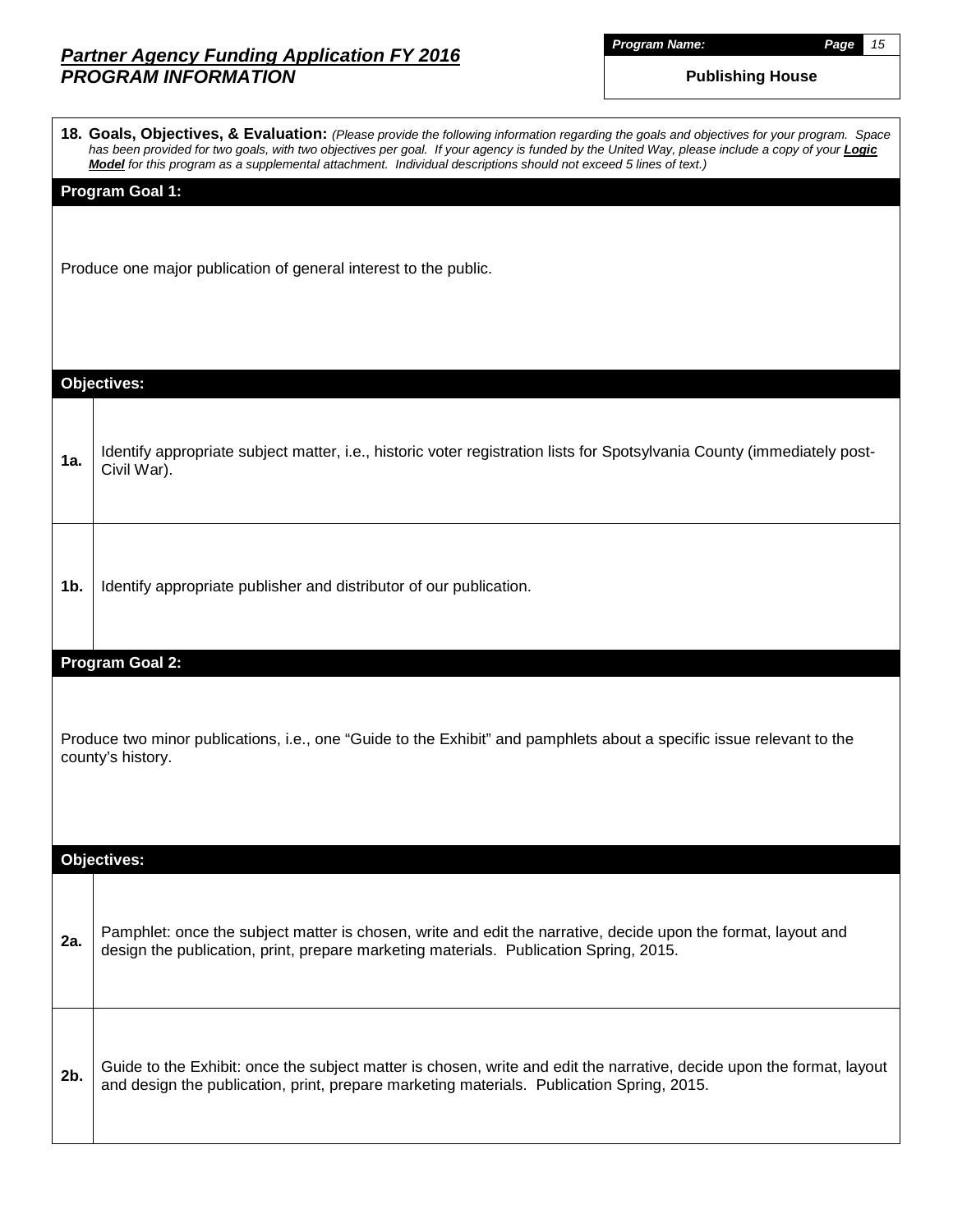# *Partner Agency Funding Application FY 2016*
## *PROGRAM INFORMATION*

***Program Name:*** **Publishing House**

**18. Goals, Objectives, & Evaluation:** *(Please provide the following information regarding the goals and objectives for your program. Space has been provided for two goals, with two objectives per goal. If your agency is funded by the United Way, please include a copy of your **Logic Model** for this program as a supplemental attachment. Individual descriptions should not exceed 5 lines of text.)*

### Program Goal 1:

Produce one major publication of general interest to the public.

### Objectives:

| | |
|---|---|
| **1a.** | Identify appropriate subject matter, i.e., historic voter registration lists for Spotsylvania County (immediately post-Civil War). |
| **1b.** | Identify appropriate publisher and distributor of our publication. |

### Program Goal 2:

Produce two minor publications, i.e., one "Guide to the Exhibit" and pamphlets about a specific issue relevant to the county's history.

### Objectives:

| | |
|---|---|
| **2a.** | Pamphlet: once the subject matter is chosen, write and edit the narrative, decide upon the format, layout and design the publication, print, prepare marketing materials. Publication Spring, 2015. |
| **2b.** | Guide to the Exhibit: once the subject matter is chosen, write and edit the narrative, decide upon the format, layout and design the publication, print, prepare marketing materials. Publication Spring, 2015. |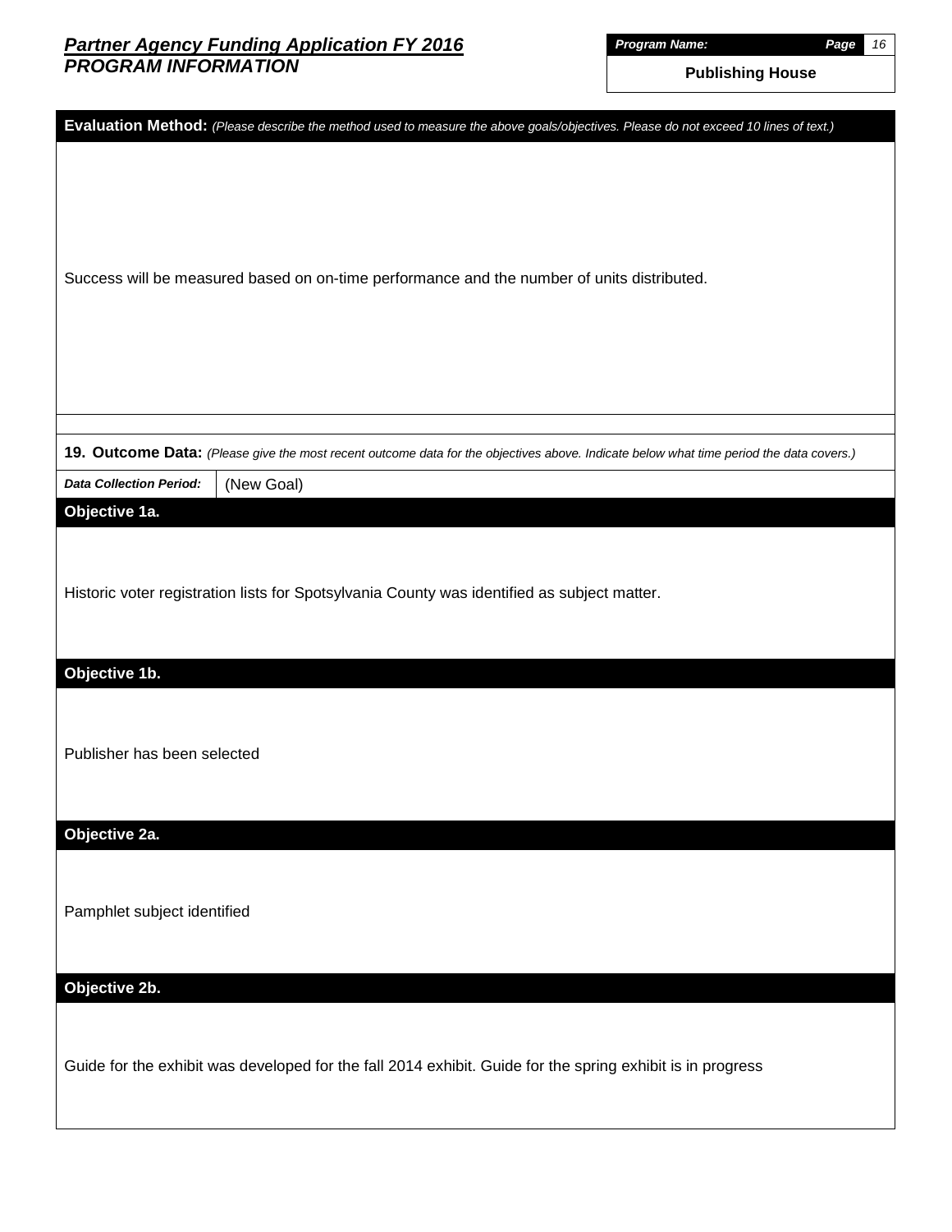# Partner Agency Funding Application FY 2016
## PROGRAM INFORMATION

| Program Name: |
|---|
| Publishing House |

**Evaluation Method:** *(Please describe the method used to measure the above goals/objectives. Please do not exceed 10 lines of text.)*

Success will be measured based on on-time performance and the number of units distributed.

**19. Outcome Data:** *(Please give the most recent outcome data for the objectives above. Indicate below what time period the data covers.)*

| *Data Collection Period:* | (New Goal) |
|---|---|

**Objective 1a.**

Historic voter registration lists for Spotsylvania County was identified as subject matter.

**Objective 1b.**

Publisher has been selected

**Objective 2a.**

Pamphlet subject identified

**Objective 2b.**

Guide for the exhibit was developed for the fall 2014 exhibit. Guide for the spring exhibit is in progress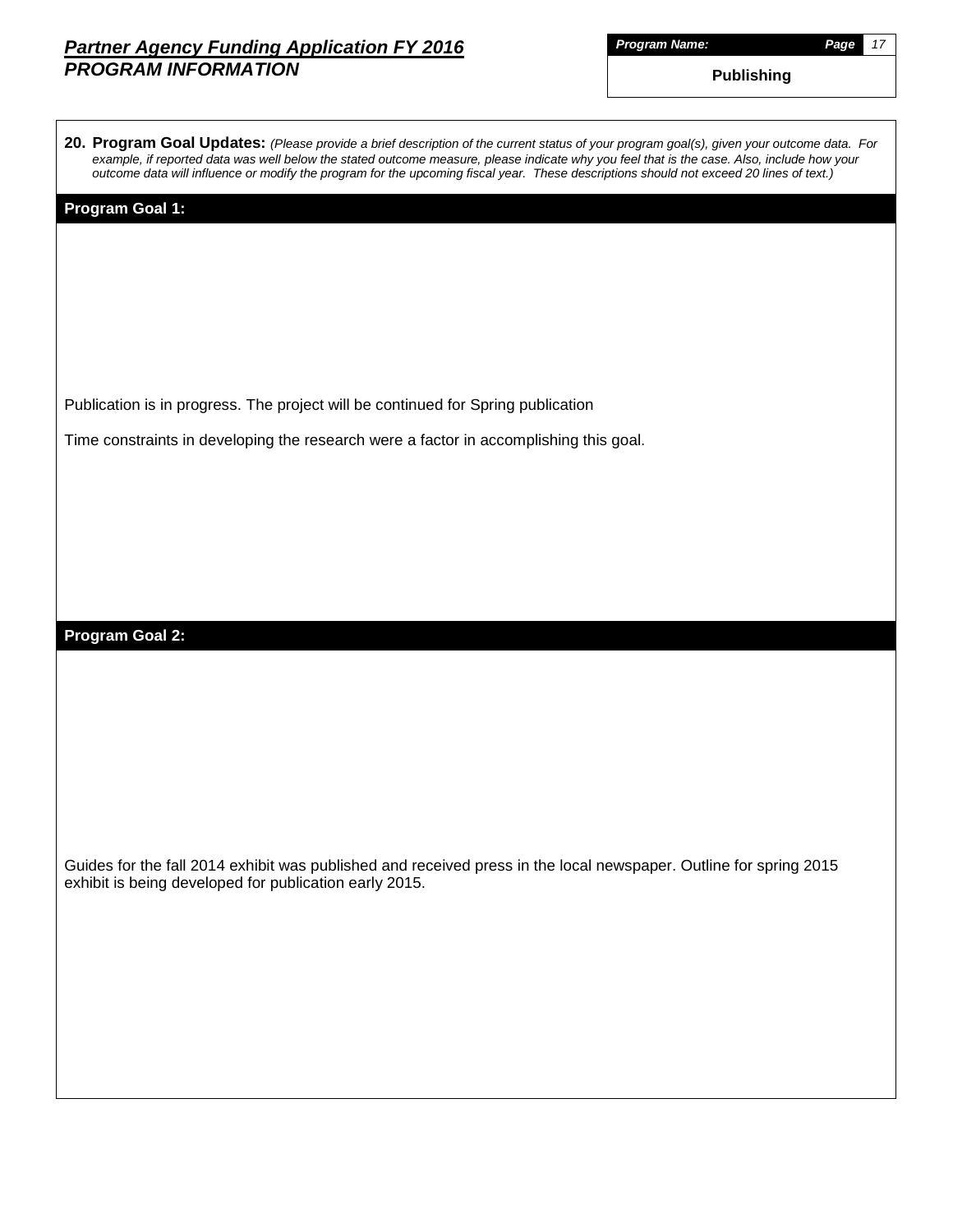**Partner Agency Funding Application FY 2016**
**PROGRAM INFORMATION**

| *Program Name:* |
|---|
| **Publishing** |

**20. Program Goal Updates:** *(Please provide a brief description of the current status of your program goal(s), given your outcome data. For example, if reported data was well below the stated outcome measure, please indicate why you feel that is the case. Also, include how your outcome data will influence or modify the program for the upcoming fiscal year. These descriptions should not exceed 20 lines of text.)*

**Program Goal 1:**

Publication is in progress. The project will be continued for Spring publication

Time constraints in developing the research were a factor in accomplishing this goal.

**Program Goal 2:**

Guides for the fall 2014 exhibit was published and received press in the local newspaper. Outline for spring 2015 exhibit is being developed for publication early 2015.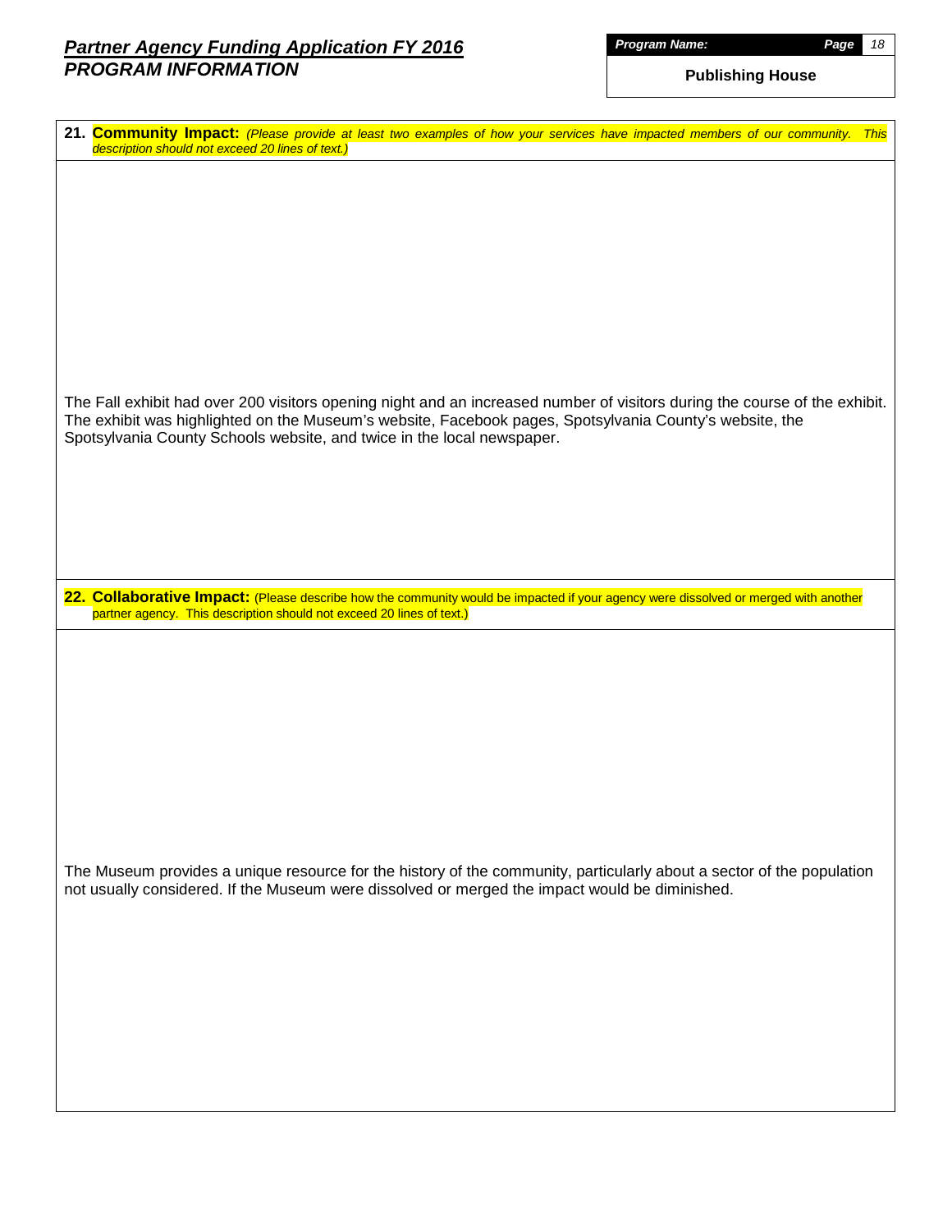# *Partner Agency Funding Application FY 2016*
## *PROGRAM INFORMATION*

***Program Name:***

**Publishing House**

**21. Community Impact:** *(Please provide at least two examples of how your services have impacted members of our community. This description should not exceed 20 lines of text.)*

The Fall exhibit had over 200 visitors opening night and an increased number of visitors during the course of the exhibit. The exhibit was highlighted on the Museum's website, Facebook pages, Spotsylvania County's website, the Spotsylvania County Schools website, and twice in the local newspaper.

**22. Collaborative Impact:** (Please describe how the community would be impacted if your agency were dissolved or merged with another partner agency. This description should not exceed 20 lines of text.)

The Museum provides a unique resource for the history of the community, particularly about a sector of the population not usually considered. If the Museum were dissolved or merged the impact would be diminished.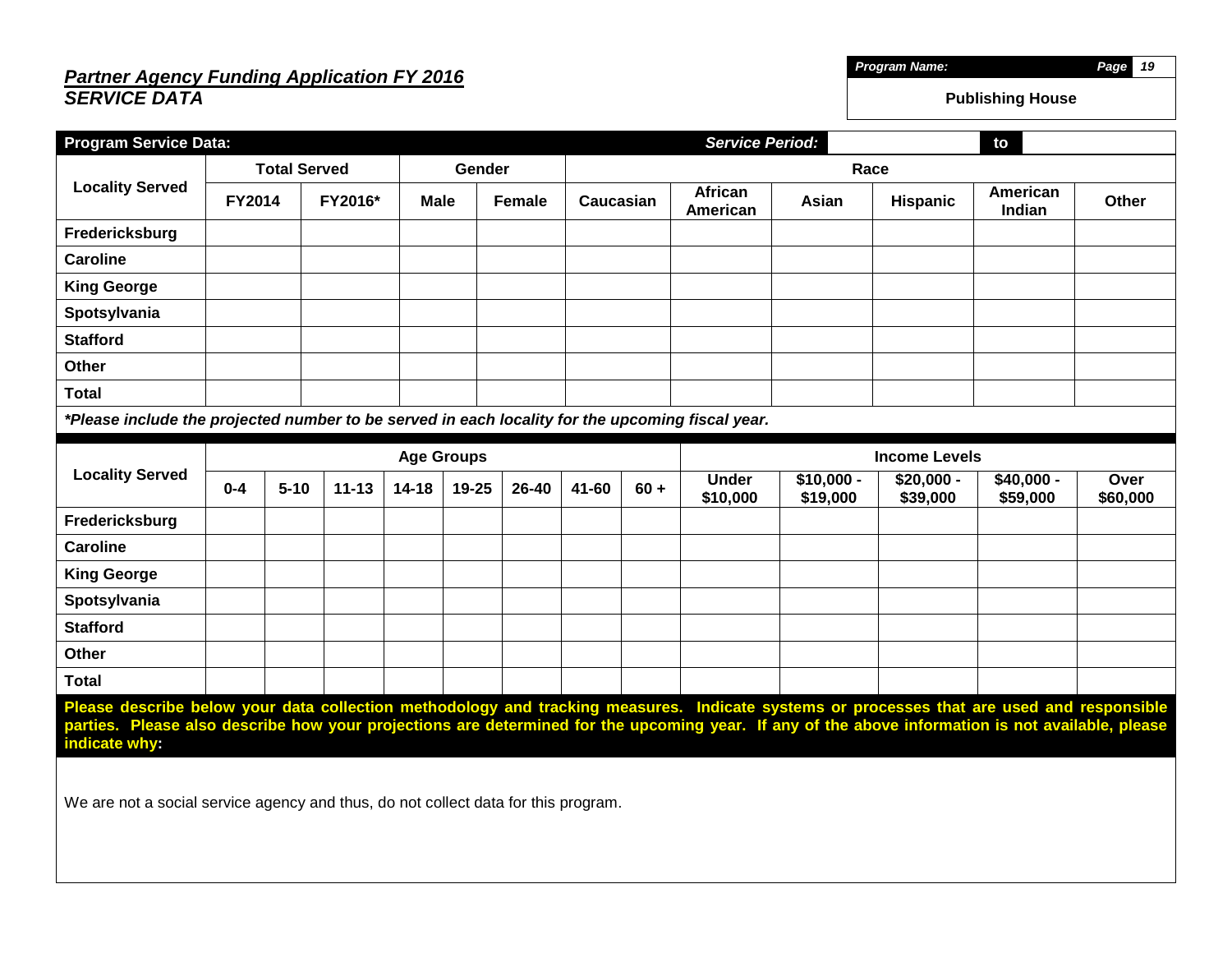## *Partner Agency Funding Application FY 2016*
## *SERVICE DATA*

***Program Name:***

**Publishing House**

| **Program Service Data:** | | | | | | | ***Service Period:*** | | | **to** |
|---|---|---|---|---|---|---|---|---|---|---|
| **Locality Served** | **Total Served** | | **Gender** | | **Race** | | | | | |
| | **FY2014** | **FY2016*** | **Male** | **Female** | **Caucasian** | **African American** | **Asian** | **Hispanic** | **American Indian** | **Other** |
| **Fredericksburg** | | | | | | | | | | |
| **Caroline** | | | | | | | | | | |
| **King George** | | | | | | | | | | |
| **Spotsylvania** | | | | | | | | | | |
| **Stafford** | | | | | | | | | | |
| **Other** | | | | | | | | | | |
| **Total** | | | | | | | | | | |

****Please include the projected number to be served in each locality for the upcoming fiscal year.***

| **Locality Served** | **Age Groups** | | | | | | | | **Income Levels** | | | | |
|---|---|---|---|---|---|---|---|---|---|---|---|---|---|
| | **0-4** | **5-10** | **11-13** | **14-18** | **19-25** | **26-40** | **41-60** | **60 +** | **Under $10,000** | **$10,000 - $19,000** | **$20,000 - $39,000** | **$40,000 - $59,000** | **Over $60,000** |
| **Fredericksburg** | | | | | | | | | | | | | |
| **Caroline** | | | | | | | | | | | | | |
| **King George** | | | | | | | | | | | | | |
| **Spotsylvania** | | | | | | | | | | | | | |
| **Stafford** | | | | | | | | | | | | | |
| **Other** | | | | | | | | | | | | | |
| **Total** | | | | | | | | | | | | | |

**Please describe below your data collection methodology and tracking measures. Indicate systems or processes that are used and responsible parties. Please also describe how your projections are determined for the upcoming year. If any of the above information is not available, please indicate why:**

We are not a social service agency and thus, do not collect data for this program.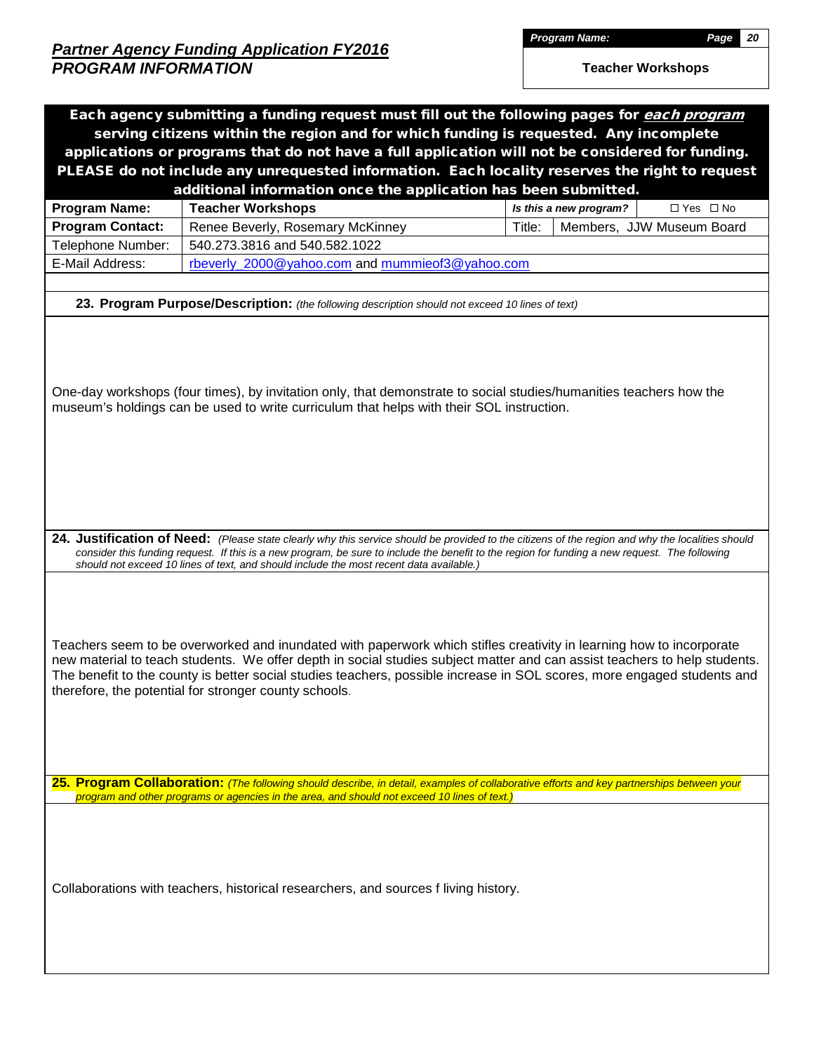## *Partner Agency Funding Application FY2016*
## *PROGRAM INFORMATION*

**Program Name:** Teacher Workshops

**Each agency submitting a funding request must fill out the following pages for *each program* serving citizens within the region and for which funding is requested. Any incomplete applications or programs that do not have a full application will not be considered for funding. PLEASE do not include any unrequested information. Each locality reserves the right to request additional information once the application has been submitted.**

| **Program Name:** | **Teacher Workshops** | ***Is this a new program?*** | ☐ Yes ☐ No |
|---|---|---|---|
| **Program Contact:** | Renee Beverly, Rosemary McKinney | Title: | Members, JJW Museum Board |
| Telephone Number: | 540.273.3816 and 540.582.1022 | | |
| E-Mail Address: | rbeverly_2000@yahoo.com and mummieof3@yahoo.com | | |

**23. Program Purpose/Description:** *(the following description should not exceed 10 lines of text)*

One-day workshops (four times), by invitation only, that demonstrate to social studies/humanities teachers how the museum's holdings can be used to write curriculum that helps with their SOL instruction.

**24. Justification of Need:** *(Please state clearly why this service should be provided to the citizens of the region and why the localities should consider this funding request. If this is a new program, be sure to include the benefit to the region for funding a new request. The following should not exceed 10 lines of text, and should include the most recent data available.)*

Teachers seem to be overworked and inundated with paperwork which stifles creativity in learning how to incorporate new material to teach students. We offer depth in social studies subject matter and can assist teachers to help students. The benefit to the county is better social studies teachers, possible increase in SOL scores, more engaged students and therefore, the potential for stronger county schools.

**25. Program Collaboration:** *(The following should describe, in detail, examples of collaborative efforts and key partnerships between your program and other programs or agencies in the area, and should not exceed 10 lines of text.)*

Collaborations with teachers, historical researchers, and sources f living history.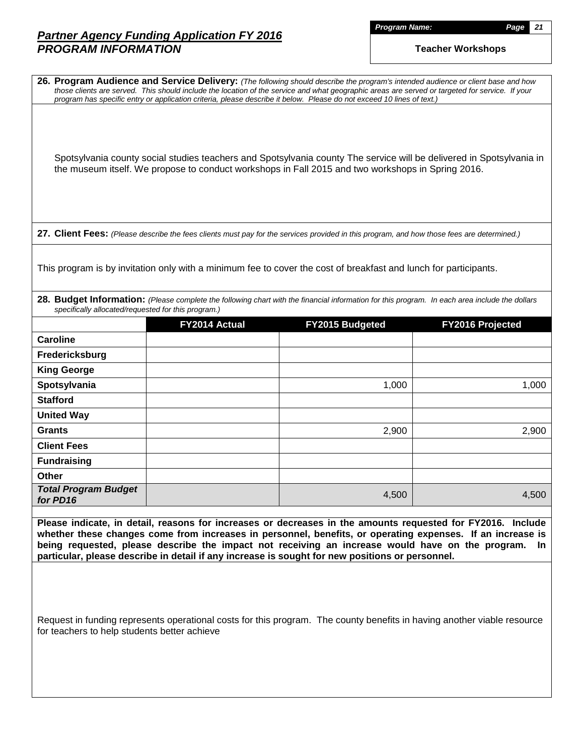# *Partner Agency Funding Application FY 2016*
## *PROGRAM INFORMATION*

***Program Name:***

**Teacher Workshops**

**26. Program Audience and Service Delivery:** *(The following should describe the program's intended audience or client base and how those clients are served. This should include the location of the service and what geographic areas are served or targeted for service. If your program has specific entry or application criteria, please describe it below. Please do not exceed 10 lines of text.)*

Spotsylvania county social studies teachers and Spotsylvania county The service will be delivered in Spotsylvania in the museum itself. We propose to conduct workshops in Fall 2015 and two workshops in Spring 2016.

**27. Client Fees:** *(Please describe the fees clients must pay for the services provided in this program, and how those fees are determined.)*

This program is by invitation only with a minimum fee to cover the cost of breakfast and lunch for participants.

**28. Budget Information:** *(Please complete the following chart with the financial information for this program. In each area include the dollars specifically allocated/requested for this program.)*

| | FY2014 Actual | FY2015 Budgeted | FY2016 Projected |
|---|---|---|---|
| **Caroline** | | | |
| **Fredericksburg** | | | |
| **King George** | | | |
| **Spotsylvania** | | 1,000 | 1,000 |
| **Stafford** | | | |
| **United Way** | | | |
| **Grants** | | 2,900 | 2,900 |
| **Client Fees** | | | |
| **Fundraising** | | | |
| **Other** | | | |
| ***Total Program Budget for PD16*** | | 4,500 | 4,500 |

**Please indicate, in detail, reasons for increases or decreases in the amounts requested for FY2016. Include whether these changes come from increases in personnel, benefits, or operating expenses. If an increase is being requested, please describe the impact not receiving an increase would have on the program. In particular, please describe in detail if any increase is sought for new positions or personnel.**

Request in funding represents operational costs for this program. The county benefits in having another viable resource for teachers to help students better achieve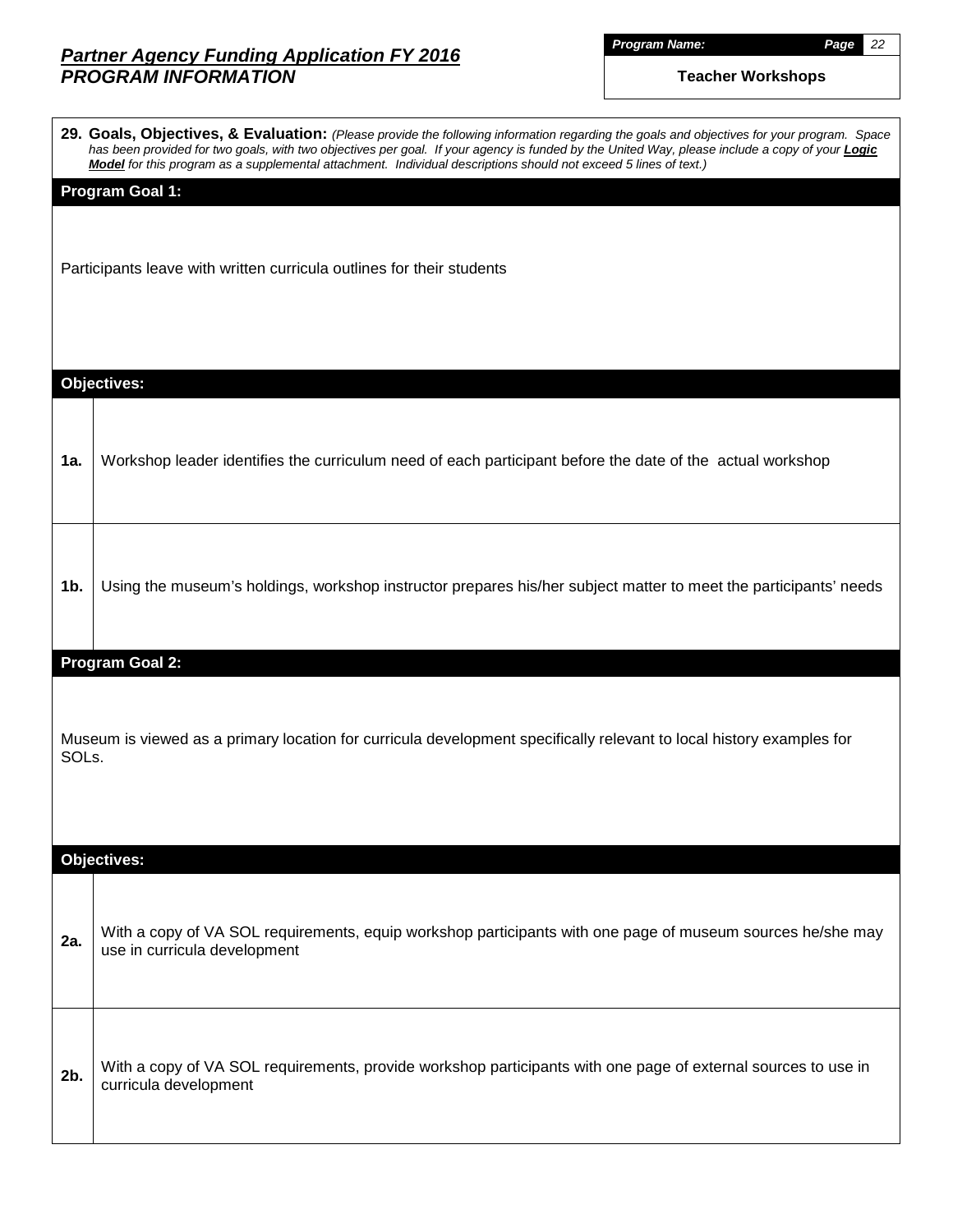## *Partner Agency Funding Application FY 2016*
## *PROGRAM INFORMATION*

***Program Name:*** **Teacher Workshops**

**29. Goals, Objectives, & Evaluation:** *(Please provide the following information regarding the goals and objectives for your program. Space has been provided for two goals, with two objectives per goal. If your agency is funded by the United Way, please include a copy of your **Logic Model** for this program as a supplemental attachment. Individual descriptions should not exceed 5 lines of text.)*

### Program Goal 1:

Participants leave with written curricula outlines for their students

### Objectives:

| | |
|---|---|
| **1a.** | Workshop leader identifies the curriculum need of each participant before the date of the actual workshop |
| **1b.** | Using the museum's holdings, workshop instructor prepares his/her subject matter to meet the participants' needs |

### Program Goal 2:

Museum is viewed as a primary location for curricula development specifically relevant to local history examples for SOLs.

### Objectives:

| | |
|---|---|
| **2a.** | With a copy of VA SOL requirements, equip workshop participants with one page of museum sources he/she may use in curricula development |
| **2b.** | With a copy of VA SOL requirements, provide workshop participants with one page of external sources to use in curricula development |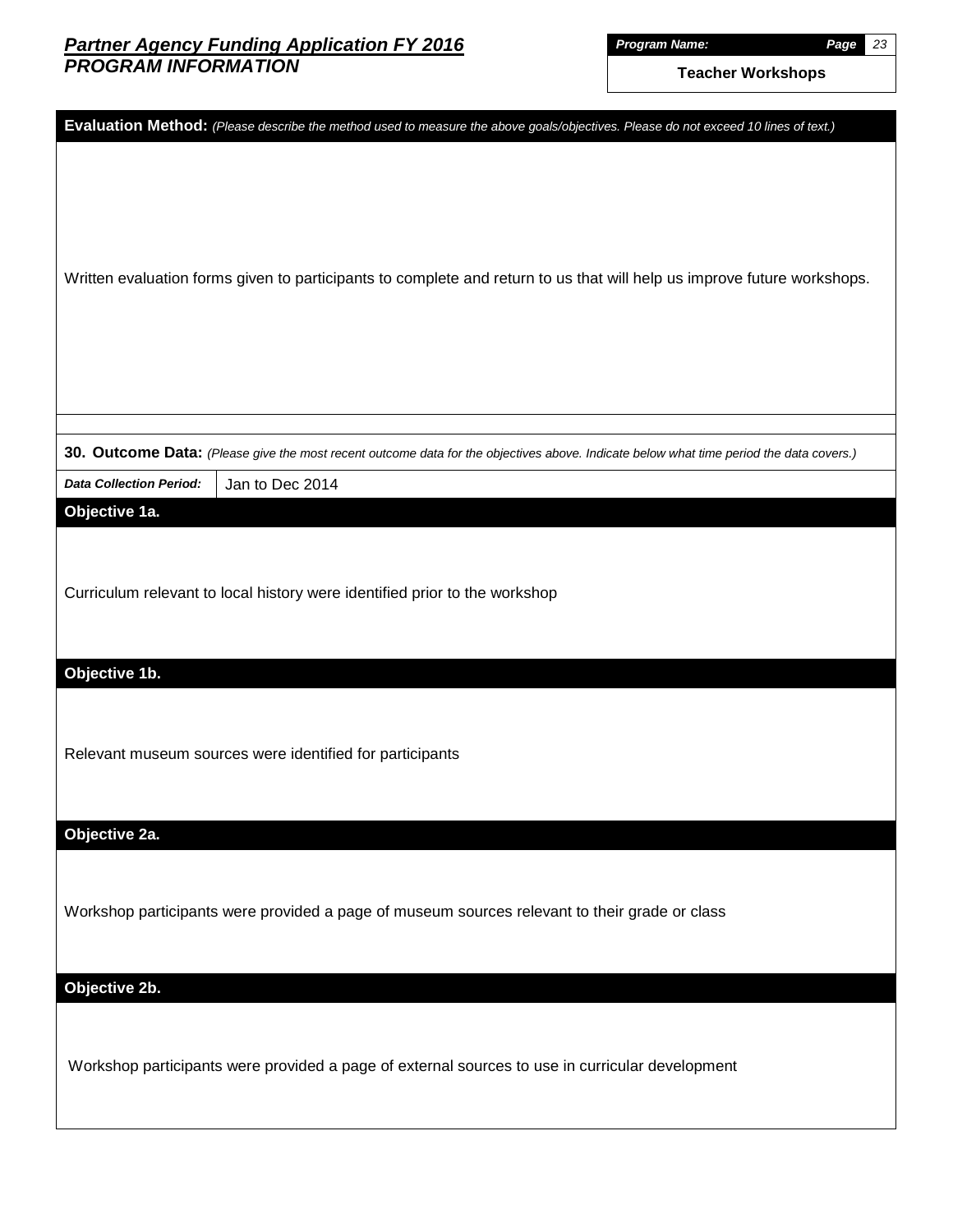**Program Name:** Teacher Workshops

**Evaluation Method:** *(Please describe the method used to measure the above goals/objectives. Please do not exceed 10 lines of text.)*

Written evaluation forms given to participants to complete and return to us that will help us improve future workshops.

**30. Outcome Data:** *(Please give the most recent outcome data for the objectives above. Indicate below what time period the data covers.)*

| *Data Collection Period:* | Jan to Dec 2014 |
|---|---|

**Objective 1a.**

Curriculum relevant to local history were identified prior to the workshop

**Objective 1b.**

Relevant museum sources were identified for participants

**Objective 2a.**

Workshop participants were provided a page of museum sources relevant to their grade or class

**Objective 2b.**

Workshop participants were provided a page of external sources to use in curricular development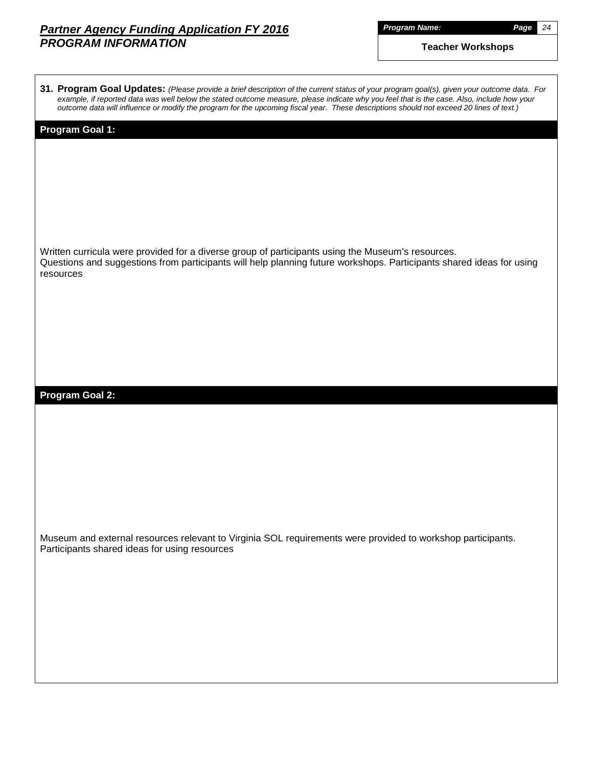**Program Name:** Teacher Workshops

**31. Program Goal Updates:** *(Please provide a brief description of the current status of your program goal(s), given your outcome data. For example, if reported data was well below the stated outcome measure, please indicate why you feel that is the case. Also, include how your outcome data will influence or modify the program for the upcoming fiscal year. These descriptions should not exceed 20 lines of text.)*

## Program Goal 1:

Written curricula were provided for a diverse group of participants using the Museum's resources.
Questions and suggestions from participants will help planning future workshops. Participants shared ideas for using resources

## Program Goal 2:

Museum and external resources relevant to Virginia SOL requirements were provided to workshop participants.
Participants shared ideas for using resources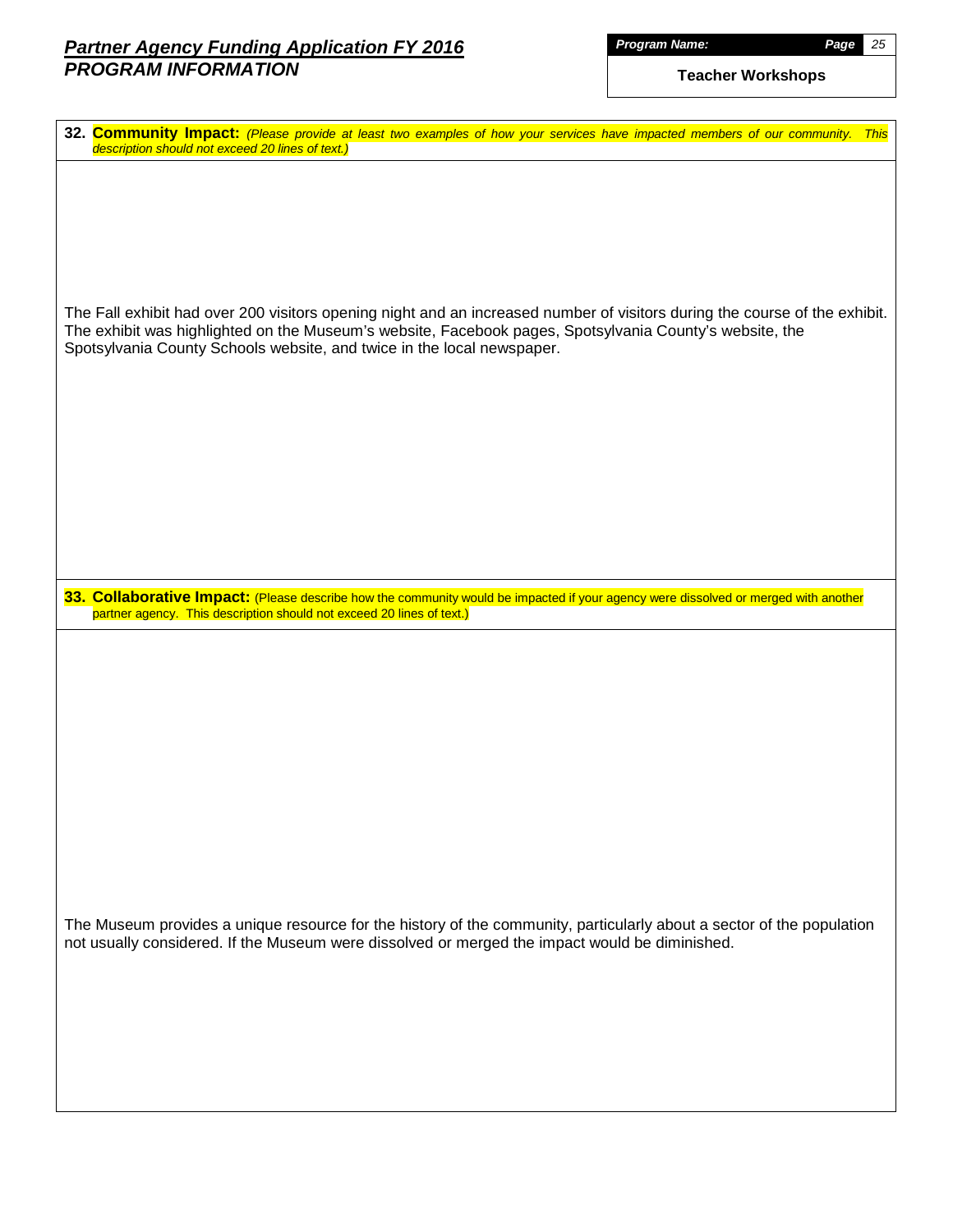# *Partner Agency Funding Application FY 2016*
## *PROGRAM INFORMATION*

***Program Name:*** **Teacher Workshops**

**32. Community Impact:** *(Please provide at least two examples of how your services have impacted members of our community. This description should not exceed 20 lines of text.)*

The Fall exhibit had over 200 visitors opening night and an increased number of visitors during the course of the exhibit. The exhibit was highlighted on the Museum's website, Facebook pages, Spotsylvania County's website, the Spotsylvania County Schools website, and twice in the local newspaper.

**33. Collaborative Impact:** (Please describe how the community would be impacted if your agency were dissolved or merged with another partner agency. This description should not exceed 20 lines of text.)

The Museum provides a unique resource for the history of the community, particularly about a sector of the population not usually considered. If the Museum were dissolved or merged the impact would be diminished.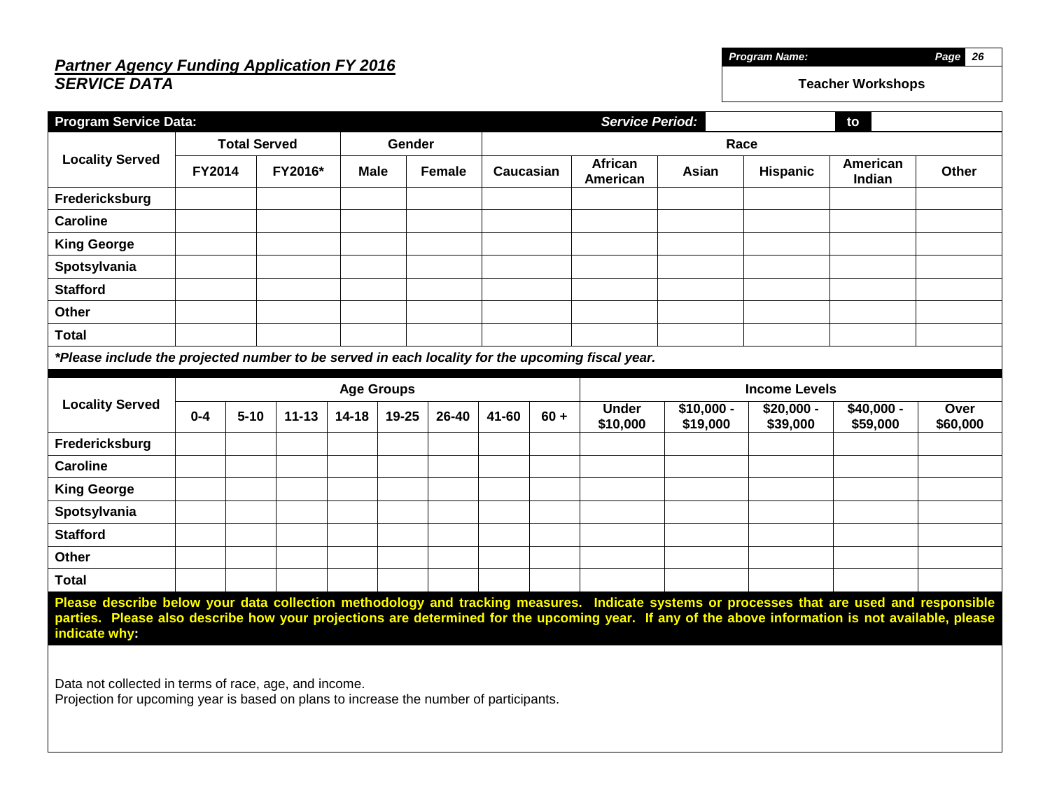## *Partner Agency Funding Application FY 2016*
## *SERVICE DATA*

| *Program Name:* | *Page* 26 |
|---|---|
| **Teacher Workshops** | |

**Program Service Data:** ***Service Period:*** ____ **to** ____

| Locality Served | Total Served | | Gender | | Race | | | | | |
|---|---|---|---|---|---|---|---|---|---|---|
| | FY2014 | FY2016* | Male | Female | Caucasian | African American | Asian | Hispanic | American Indian | Other |
| **Fredericksburg** | | | | | | | | | | |
| **Caroline** | | | | | | | | | | |
| **King George** | | | | | | | | | | |
| **Spotsylvania** | | | | | | | | | | |
| **Stafford** | | | | | | | | | | |
| **Other** | | | | | | | | | | |
| **Total** | | | | | | | | | | |

***Please include the projected number to be served in each locality for the upcoming fiscal year.**

| Locality Served | Age Groups | | | | | | | | Income Levels | | | | |
|---|---|---|---|---|---|---|---|---|---|---|---|---|---|
| | 0-4 | 5-10 | 11-13 | 14-18 | 19-25 | 26-40 | 41-60 | 60 + | Under $10,000 | $10,000 - $19,000 | $20,000 - $39,000 | $40,000 - $59,000 | Over $60,000 |
| **Fredericksburg** | | | | | | | | | | | | | |
| **Caroline** | | | | | | | | | | | | | |
| **King George** | | | | | | | | | | | | | |
| **Spotsylvania** | | | | | | | | | | | | | |
| **Stafford** | | | | | | | | | | | | | |
| **Other** | | | | | | | | | | | | | |
| **Total** | | | | | | | | | | | | | |

**Please describe below your data collection methodology and tracking measures. Indicate systems or processes that are used and responsible parties. Please also describe how your projections are determined for the upcoming year. If any of the above information is not available, please indicate why:**

Data not collected in terms of race, age, and income.
Projection for upcoming year is based on plans to increase the number of participants.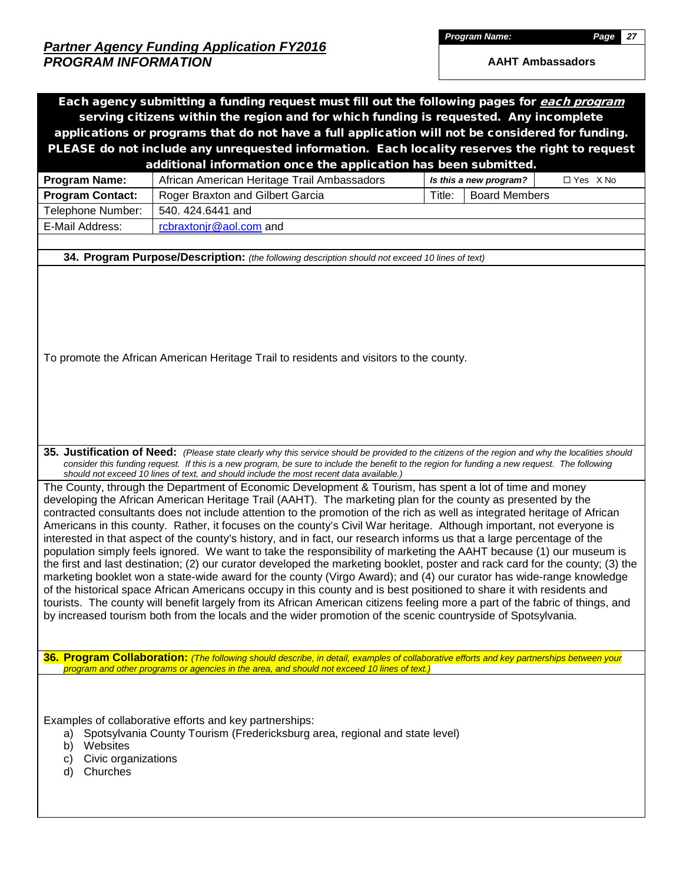## *Partner Agency Funding Application FY2016*
## *PROGRAM INFORMATION*

| *Program Name:* |
|---|
| **AAHT Ambassadors** |

**Each agency submitting a funding request must fill out the following pages for *each program* serving citizens within the region and for which funding is requested. Any incomplete applications or programs that do not have a full application will not be considered for funding. PLEASE do not include any unrequested information. Each locality reserves the right to request additional information once the application has been submitted.**

| **Program Name:** | African American Heritage Trail Ambassadors | ***Is this a new program?*** | ☐ Yes X No |
|---|---|---|---|
| **Program Contact:** | Roger Braxton and Gilbert Garcia | Title: | Board Members |
| Telephone Number: | 540. 424.6441 and | | |
| E-Mail Address: | rcbraxtonjr@aol.com and | | |

**34. Program Purpose/Description:** *(the following description should not exceed 10 lines of text)*

To promote the African American Heritage Trail to residents and visitors to the county.

**35. Justification of Need:** *(Please state clearly why this service should be provided to the citizens of the region and why the localities should consider this funding request. If this is a new program, be sure to include the benefit to the region for funding a new request. The following should not exceed 10 lines of text, and should include the most recent data available.)*

The County, through the Department of Economic Development & Tourism, has spent a lot of time and money developing the African American Heritage Trail (AAHT). The marketing plan for the county as presented by the contracted consultants does not include attention to the promotion of the rich as well as integrated heritage of African Americans in this county. Rather, it focuses on the county's Civil War heritage. Although important, not everyone is interested in that aspect of the county's history, and in fact, our research informs us that a large percentage of the population simply feels ignored. We want to take the responsibility of marketing the AAHT because (1) our museum is the first and last destination; (2) our curator developed the marketing booklet, poster and rack card for the county; (3) the marketing booklet won a state-wide award for the county (Virgo Award); and (4) our curator has wide-range knowledge of the historical space African Americans occupy in this county and is best positioned to share it with residents and tourists. The county will benefit largely from its African American citizens feeling more a part of the fabric of things, and by increased tourism both from the locals and the wider promotion of the scenic countryside of Spotsylvania.

**36. Program Collaboration:** *(The following should describe, in detail, examples of collaborative efforts and key partnerships between your program and other programs or agencies in the area, and should not exceed 10 lines of text.)*

Examples of collaborative efforts and key partnerships:

a) Spotsylvania County Tourism (Fredericksburg area, regional and state level)
b) Websites
c) Civic organizations
d) Churches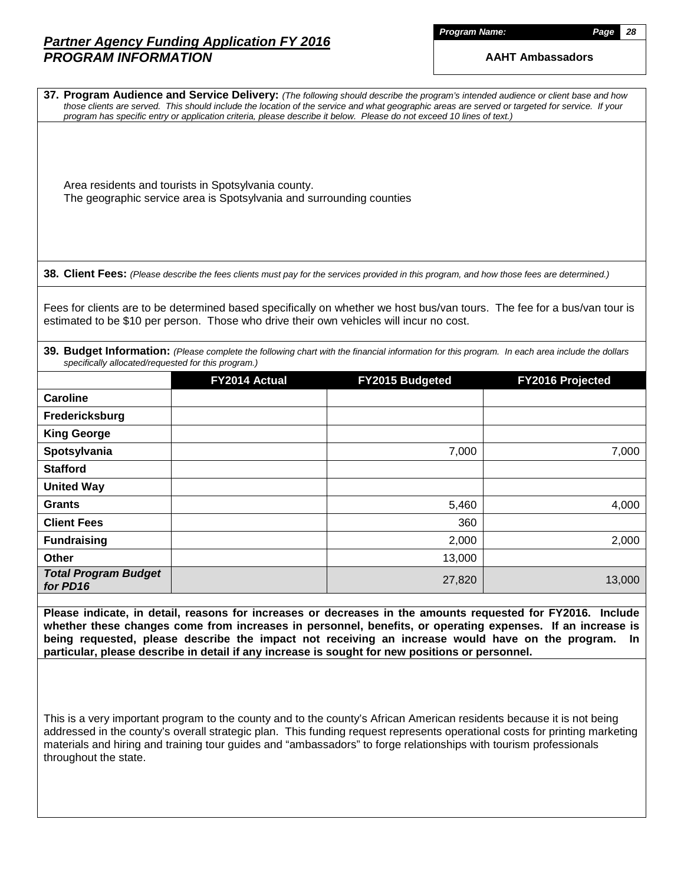# Partner Agency Funding Application FY 2016
## PROGRAM INFORMATION

**Program Name:** AAHT Ambassadors

**37. Program Audience and Service Delivery:** *(The following should describe the program's intended audience or client base and how those clients are served. This should include the location of the service and what geographic areas are served or targeted for service. If your program has specific entry or application criteria, please describe it below. Please do not exceed 10 lines of text.)*

Area residents and tourists in Spotsylvania county.
The geographic service area is Spotsylvania and surrounding counties

**38. Client Fees:** *(Please describe the fees clients must pay for the services provided in this program, and how those fees are determined.)*

Fees for clients are to be determined based specifically on whether we host bus/van tours. The fee for a bus/van tour is estimated to be $10 per person. Those who drive their own vehicles will incur no cost.

**39. Budget Information:** *(Please complete the following chart with the financial information for this program. In each area include the dollars specifically allocated/requested for this program.)*

| | FY2014 Actual | FY2015 Budgeted | FY2016 Projected |
|---|---|---|---|
| **Caroline** | | | |
| **Fredericksburg** | | | |
| **King George** | | | |
| **Spotsylvania** | | 7,000 | 7,000 |
| **Stafford** | | | |
| **United Way** | | | |
| **Grants** | | 5,460 | 4,000 |
| **Client Fees** | | 360 | |
| **Fundraising** | | 2,000 | 2,000 |
| **Other** | | 13,000 | |
| ***Total Program Budget for PD16*** | | 27,820 | 13,000 |

**Please indicate, in detail, reasons for increases or decreases in the amounts requested for FY2016. Include whether these changes come from increases in personnel, benefits, or operating expenses. If an increase is being requested, please describe the impact not receiving an increase would have on the program. In particular, please describe in detail if any increase is sought for new positions or personnel.**

This is a very important program to the county and to the county's African American residents because it is not being addressed in the county's overall strategic plan. This funding request represents operational costs for printing marketing materials and hiring and training tour guides and "ambassadors" to forge relationships with tourism professionals throughout the state.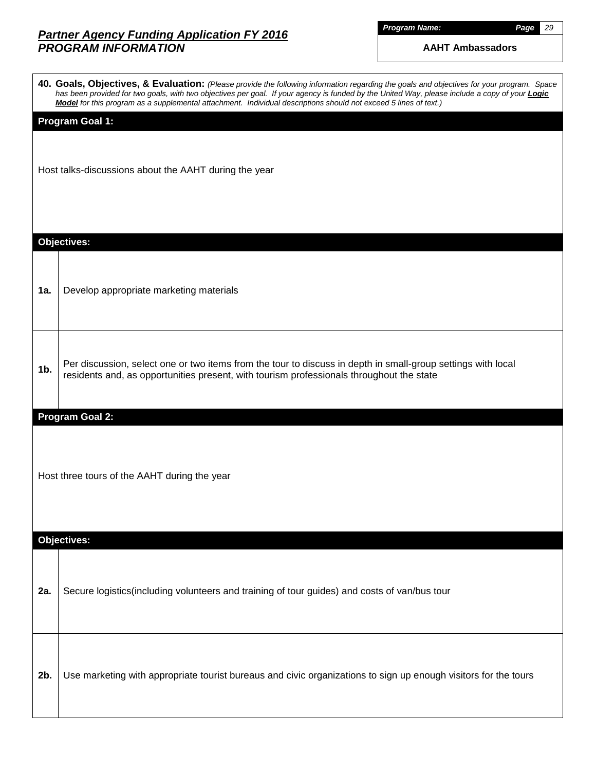## *Partner Agency Funding Application FY 2016*
## *PROGRAM INFORMATION*

***Program Name:***

**AAHT Ambassadors**

**40. Goals, Objectives, & Evaluation:** *(Please provide the following information regarding the goals and objectives for your program. Space has been provided for two goals, with two objectives per goal. If your agency is funded by the United Way, please include a copy of your **Logic Model** for this program as a supplemental attachment. Individual descriptions should not exceed 5 lines of text.)*

### Program Goal 1:

Host talks-discussions about the AAHT during the year

### Objectives:

| | |
|---|---|
| **1a.** | Develop appropriate marketing materials |
| **1b.** | Per discussion, select one or two items from the tour to discuss in depth in small-group settings with local residents and, as opportunities present, with tourism professionals throughout the state |

### Program Goal 2:

Host three tours of the AAHT during the year

### Objectives:

| | |
|---|---|
| **2a.** | Secure logistics(including volunteers and training of tour guides) and costs of van/bus tour |
| **2b.** | Use marketing with appropriate tourist bureaus and civic organizations to sign up enough visitors for the tours |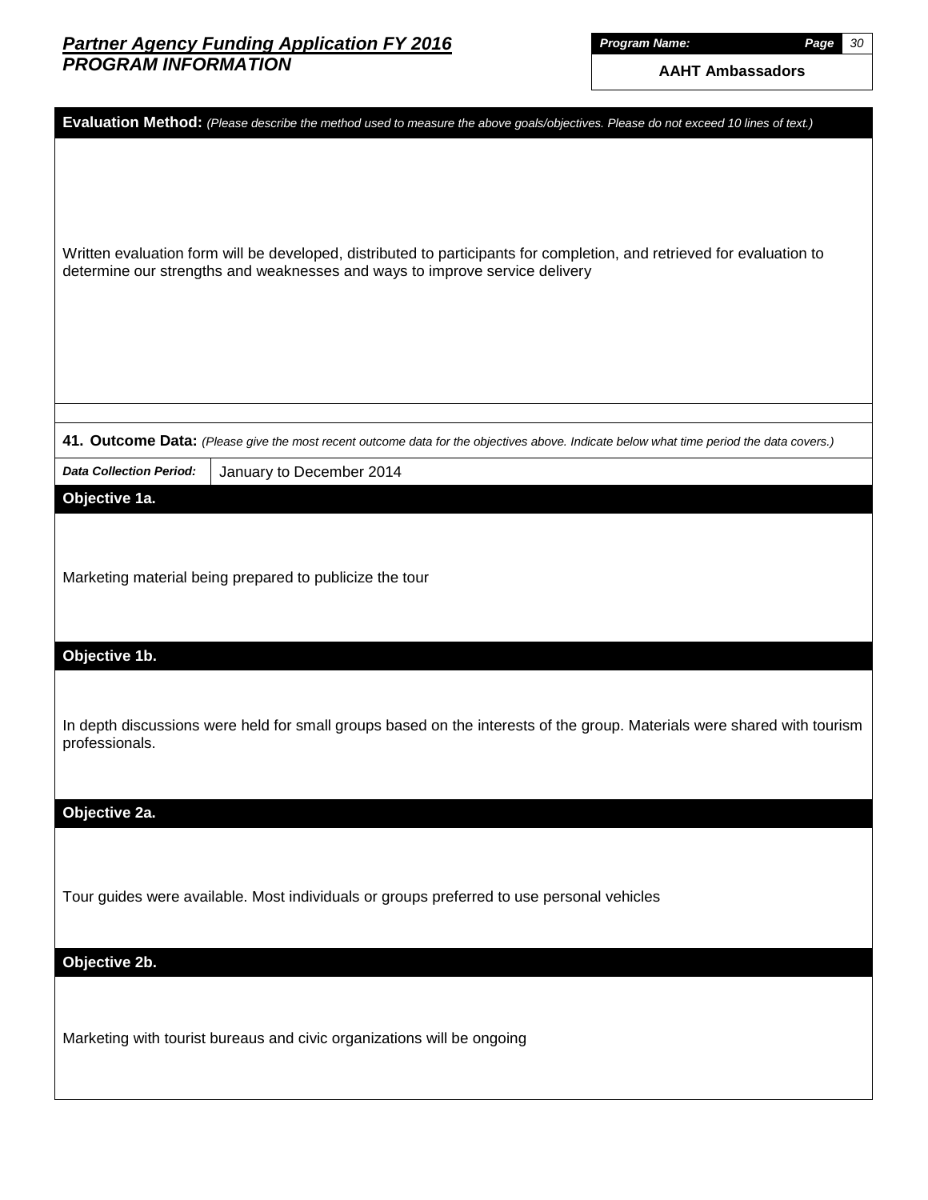# Partner Agency Funding Application FY 2016
## PROGRAM INFORMATION

| Program Name: |
| --- |
| AAHT Ambassadors |

**Evaluation Method:** *(Please describe the method used to measure the above goals/objectives. Please do not exceed 10 lines of text.)*

Written evaluation form will be developed, distributed to participants for completion, and retrieved for evaluation to determine our strengths and weaknesses and ways to improve service delivery

**41. Outcome Data:** *(Please give the most recent outcome data for the objectives above. Indicate below what time period the data covers.)*

| *Data Collection Period:* | January to December 2014 |
| --- | --- |

**Objective 1a.**

Marketing material being prepared to publicize the tour

**Objective 1b.**

In depth discussions were held for small groups based on the interests of the group. Materials were shared with tourism professionals.

**Objective 2a.**

Tour guides were available. Most individuals or groups preferred to use personal vehicles

**Objective 2b.**

Marketing with tourist bureaus and civic organizations will be ongoing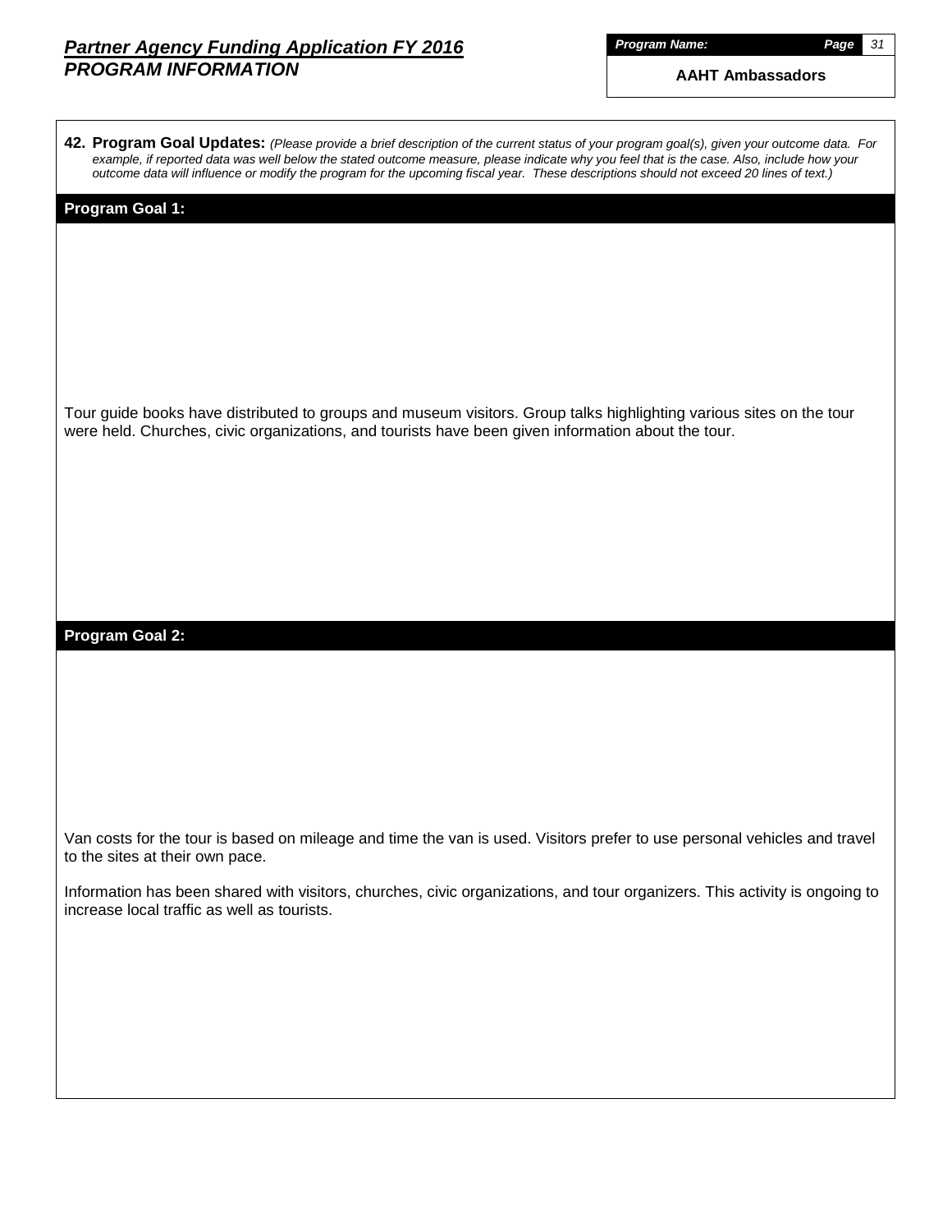**Program Name:** AAHT Ambassadors

**42. Program Goal Updates:** *(Please provide a brief description of the current status of your program goal(s), given your outcome data. For example, if reported data was well below the stated outcome measure, please indicate why you feel that is the case. Also, include how your outcome data will influence or modify the program for the upcoming fiscal year. These descriptions should not exceed 20 lines of text.)*

**Program Goal 1:**

Tour guide books have distributed to groups and museum visitors. Group talks highlighting various sites on the tour were held. Churches, civic organizations, and tourists have been given information about the tour.

**Program Goal 2:**

Van costs for the tour is based on mileage and time the van is used. Visitors prefer to use personal vehicles and travel to the sites at their own pace.

Information has been shared with visitors, churches, civic organizations, and tour organizers. This activity is ongoing to increase local traffic as well as tourists.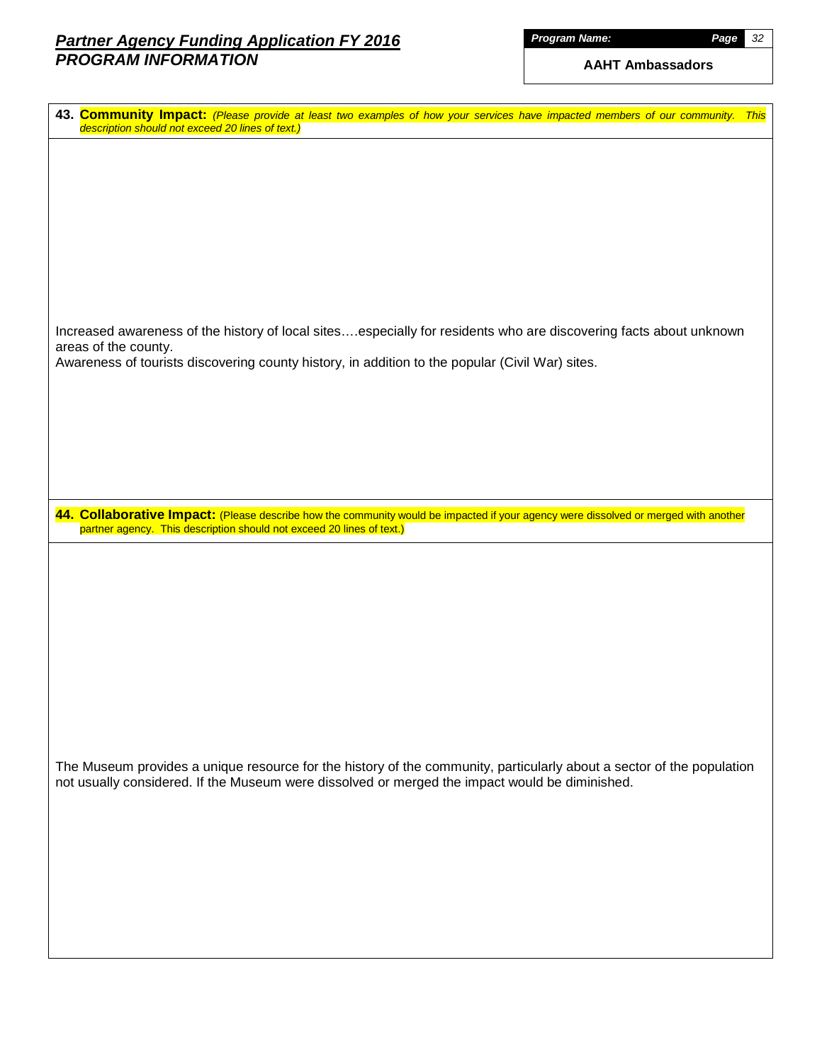# *Partner Agency Funding Application FY 2016*
## *PROGRAM INFORMATION*

***Program Name:***

**AAHT Ambassadors**

**43. Community Impact:** *(Please provide at least two examples of how your services have impacted members of our community. This description should not exceed 20 lines of text.)*

Increased awareness of the history of local sites….especially for residents who are discovering facts about unknown areas of the county.
Awareness of tourists discovering county history, in addition to the popular (Civil War) sites.

**44. Collaborative Impact:** (Please describe how the community would be impacted if your agency were dissolved or merged with another partner agency. This description should not exceed 20 lines of text.)

The Museum provides a unique resource for the history of the community, particularly about a sector of the population not usually considered. If the Museum were dissolved or merged the impact would be diminished.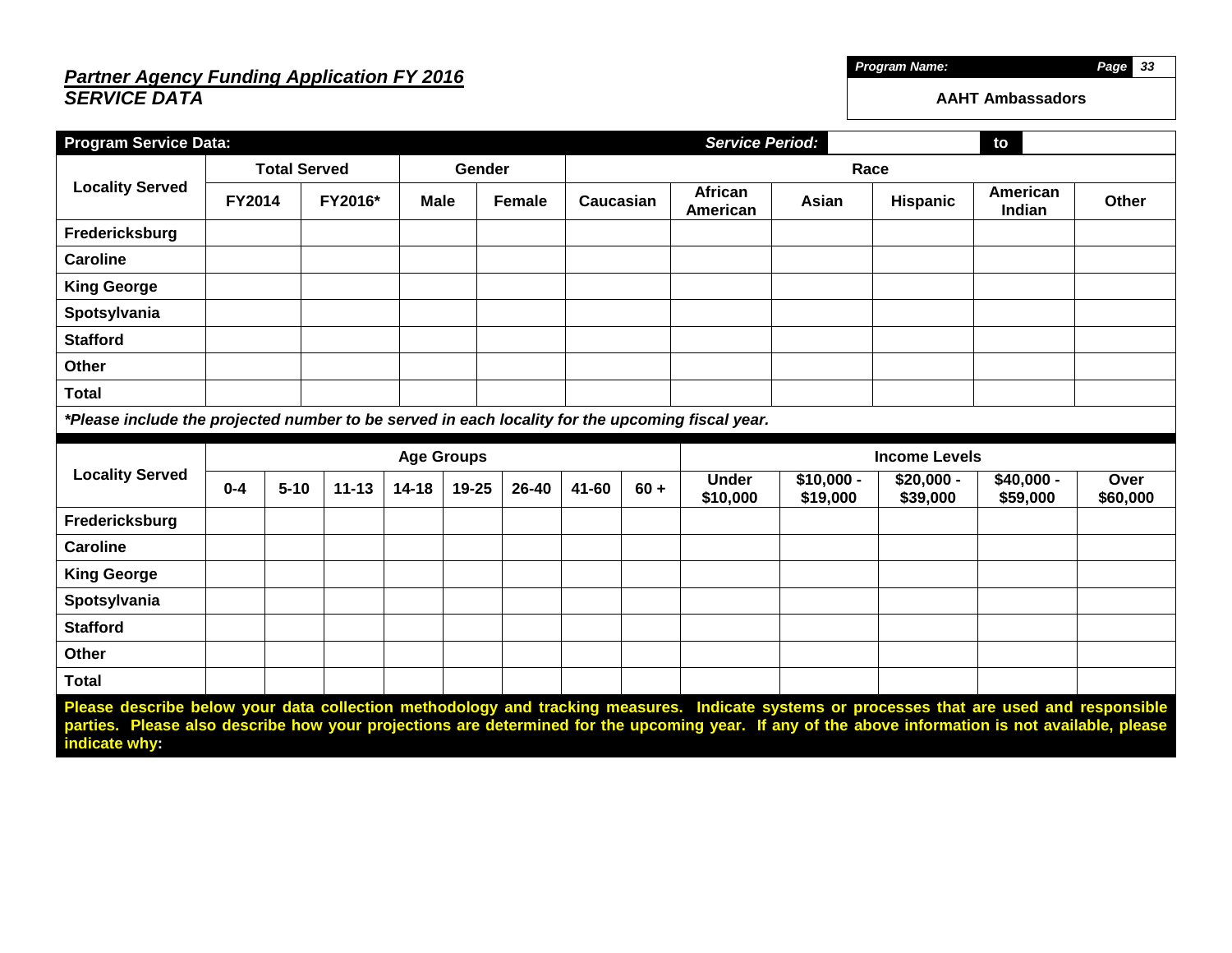***Partner Agency Funding Application FY 2016***
***SERVICE DATA***

| ***Program Name:*** | ***Page*** ***33*** |
|---|---|
| **AAHT Ambassadors** | |

| **Program Service Data:** | | | | | | | ***Service Period:*** | | **to** | |
|---|---|---|---|---|---|---|---|---|---|---|
| **Locality Served** | **Total Served** | | **Gender** | | **Race** | | | | | |
| | **FY2014** | **FY2016*** | **Male** | **Female** | **Caucasian** | **African American** | **Asian** | **Hispanic** | **American Indian** | **Other** |
| **Fredericksburg** | | | | | | | | | | |
| **Caroline** | | | | | | | | | | |
| **King George** | | | | | | | | | | |
| **Spotsylvania** | | | | | | | | | | |
| **Stafford** | | | | | | | | | | |
| **Other** | | | | | | | | | | |
| **Total** | | | | | | | | | | |

****Please include the projected number to be served in each locality for the upcoming fiscal year.***

| **Locality Served** | **Age Groups** | | | | | | | | **Income Levels** | | | | |
|---|---|---|---|---|---|---|---|---|---|---|---|---|---|
| | **0-4** | **5-10** | **11-13** | **14-18** | **19-25** | **26-40** | **41-60** | **60 +** | **Under $10,000** | **$10,000 - $19,000** | **$20,000 - $39,000** | **$40,000 - $59,000** | **Over $60,000** |
| **Fredericksburg** | | | | | | | | | | | | | |
| **Caroline** | | | | | | | | | | | | | |
| **King George** | | | | | | | | | | | | | |
| **Spotsylvania** | | | | | | | | | | | | | |
| **Stafford** | | | | | | | | | | | | | |
| **Other** | | | | | | | | | | | | | |
| **Total** | | | | | | | | | | | | | |

**Please describe below your data collection methodology and tracking measures. Indicate systems or processes that are used and responsible parties. Please also describe how your projections are determined for the upcoming year. If any of the above information is not available, please indicate why:**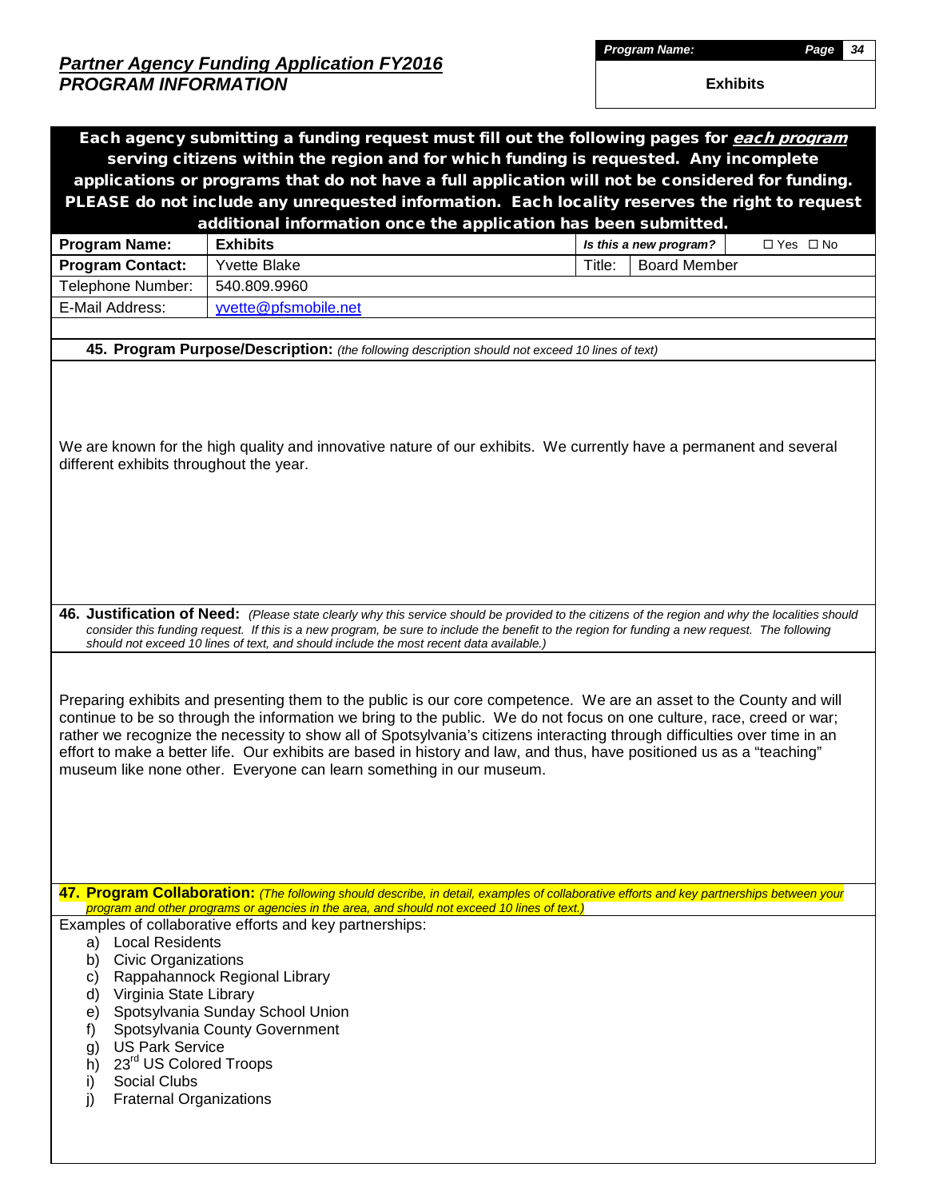## *Partner Agency Funding Application FY2016*
## *PROGRAM INFORMATION*

| ***Program Name:*** | ***Page*** 34 |
|---|---|
| **Exhibits** | |

**Each agency submitting a funding request must fill out the following pages for *each program* serving citizens within the region and for which funding is requested. Any incomplete applications or programs that do not have a full application will not be considered for funding. PLEASE do not include any unrequested information. Each locality reserves the right to request additional information once the application has been submitted.**

| **Program Name:** | **Exhibits** | ***Is this a new program?*** | ☐ Yes ☐ No |
|---|---|---|---|
| **Program Contact:** | Yvette Blake | Title: | Board Member |
| Telephone Number: | 540.809.9960 | | |
| E-Mail Address: | yvette@pfsmobile.net | | |

**45. Program Purpose/Description:** *(the following description should not exceed 10 lines of text)*

We are known for the high quality and innovative nature of our exhibits. We currently have a permanent and several different exhibits throughout the year.

**46. Justification of Need:** *(Please state clearly why this service should be provided to the citizens of the region and why the localities should consider this funding request. If this is a new program, be sure to include the benefit to the region for funding a new request. The following should not exceed 10 lines of text, and should include the most recent data available.)*

Preparing exhibits and presenting them to the public is our core competence. We are an asset to the County and will continue to be so through the information we bring to the public. We do not focus on one culture, race, creed or war; rather we recognize the necessity to show all of Spotsylvania's citizens interacting through difficulties over time in an effort to make a better life. Our exhibits are based in history and law, and thus, have positioned us as a "teaching" museum like none other. Everyone can learn something in our museum.

**47. Program Collaboration:** *(The following should describe, in detail, examples of collaborative efforts and key partnerships between your program and other programs or agencies in the area, and should not exceed 10 lines of text.)*

Examples of collaborative efforts and key partnerships:

a) Local Residents
b) Civic Organizations
c) Rappahannock Regional Library
d) Virginia State Library
e) Spotsylvania Sunday School Union
f) Spotsylvania County Government
g) US Park Service
h) 23rd US Colored Troops
i) Social Clubs
j) Fraternal Organizations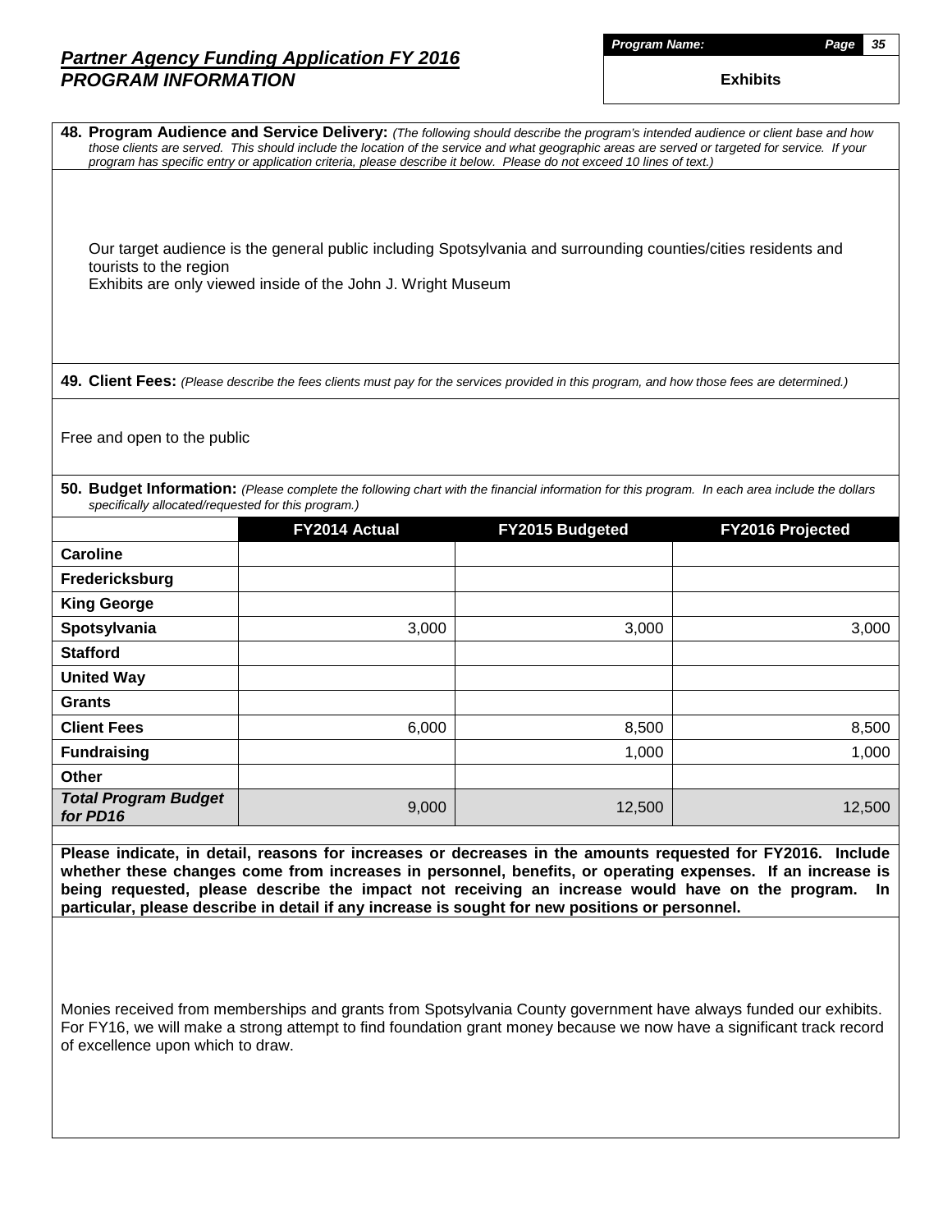## *Partner Agency Funding Application FY 2016*
## *PROGRAM INFORMATION*

***Program Name:*** **Exhibits**

**48. Program Audience and Service Delivery:** *(The following should describe the program's intended audience or client base and how those clients are served. This should include the location of the service and what geographic areas are served or targeted for service. If your program has specific entry or application criteria, please describe it below. Please do not exceed 10 lines of text.)*

Our target audience is the general public including Spotsylvania and surrounding counties/cities residents and tourists to the region
Exhibits are only viewed inside of the John J. Wright Museum

**49. Client Fees:** *(Please describe the fees clients must pay for the services provided in this program, and how those fees are determined.)*

Free and open to the public

**50. Budget Information:** *(Please complete the following chart with the financial information for this program. In each area include the dollars specifically allocated/requested for this program.)*

| | FY2014 Actual | FY2015 Budgeted | FY2016 Projected |
|---|---|---|---|
| **Caroline** | | | |
| **Fredericksburg** | | | |
| **King George** | | | |
| **Spotsylvania** | 3,000 | 3,000 | 3,000 |
| **Stafford** | | | |
| **United Way** | | | |
| **Grants** | | | |
| **Client Fees** | 6,000 | 8,500 | 8,500 |
| **Fundraising** | | 1,000 | 1,000 |
| **Other** | | | |
| ***Total Program Budget for PD16*** | 9,000 | 12,500 | 12,500 |

**Please indicate, in detail, reasons for increases or decreases in the amounts requested for FY2016. Include whether these changes come from increases in personnel, benefits, or operating expenses. If an increase is being requested, please describe the impact not receiving an increase would have on the program. In particular, please describe in detail if any increase is sought for new positions or personnel.**

Monies received from memberships and grants from Spotsylvania County government have always funded our exhibits. For FY16, we will make a strong attempt to find foundation grant money because we now have a significant track record of excellence upon which to draw.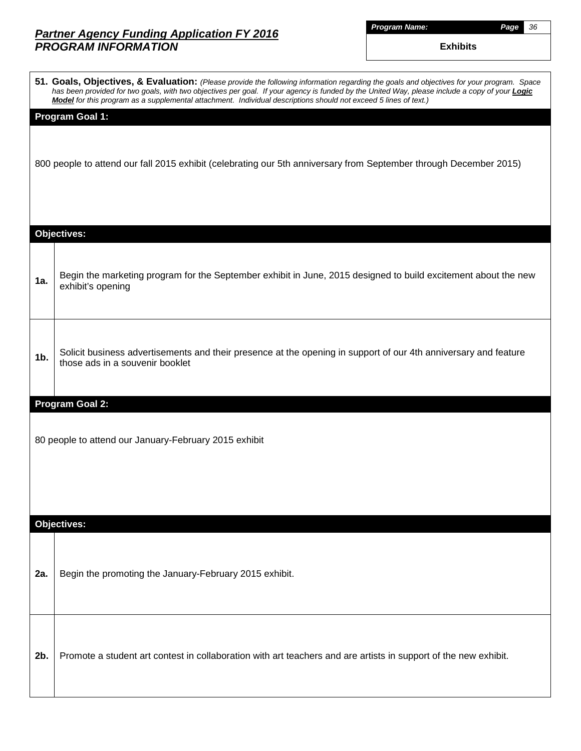## *Partner Agency Funding Application FY 2016*
## *PROGRAM INFORMATION*

***Program Name:*** **Exhibits**

**51. Goals, Objectives, & Evaluation:** *(Please provide the following information regarding the goals and objectives for your program. Space has been provided for two goals, with two objectives per goal. If your agency is funded by the United Way, please include a copy of your **Logic Model** for this program as a supplemental attachment. Individual descriptions should not exceed 5 lines of text.)*

**Program Goal 1:**

800 people to attend our fall 2015 exhibit (celebrating our 5th anniversary from September through December 2015)

**Objectives:**

| | |
|---|---|
| **1a.** | Begin the marketing program for the September exhibit in June, 2015 designed to build excitement about the new exhibit's opening |
| **1b.** | Solicit business advertisements and their presence at the opening in support of our 4th anniversary and feature those ads in a souvenir booklet |

**Program Goal 2:**

80 people to attend our January-February 2015 exhibit

**Objectives:**

| | |
|---|---|
| **2a.** | Begin the promoting the January-February 2015 exhibit. |
| **2b.** | Promote a student art contest in collaboration with art teachers and are artists in support of the new exhibit. |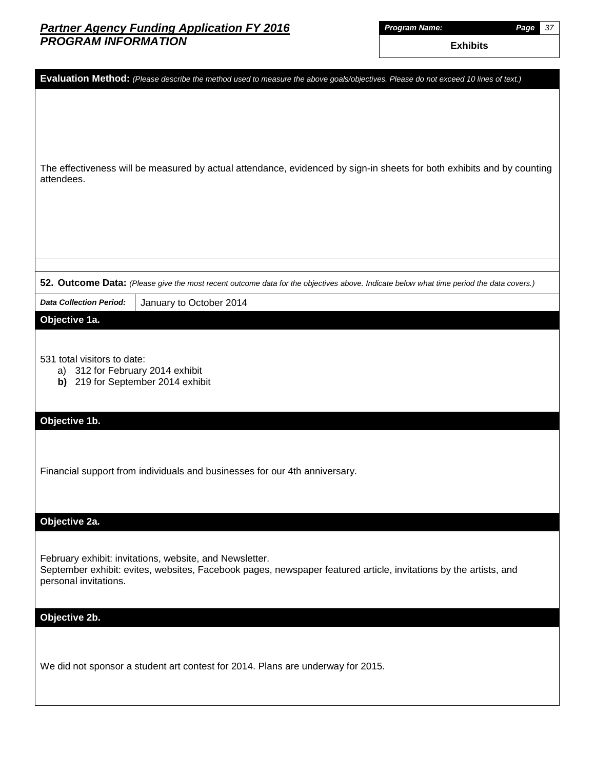## Partner Agency Funding Application FY 2016
## PROGRAM INFORMATION

| *Program Name:* |
| --- |
| **Exhibits** |

**Evaluation Method:** *(Please describe the method used to measure the above goals/objectives. Please do not exceed 10 lines of text.)*

The effectiveness will be measured by actual attendance, evidenced by sign-in sheets for both exhibits and by counting attendees.

**52. Outcome Data:** *(Please give the most recent outcome data for the objectives above. Indicate below what time period the data covers.)*

| *Data Collection Period:* | January to October 2014 |
| --- | --- |

**Objective 1a.**

531 total visitors to date:

a) 312 for February 2014 exhibit
**b)** 219 for September 2014 exhibit

**Objective 1b.**

Financial support from individuals and businesses for our 4th anniversary.

**Objective 2a.**

February exhibit: invitations, website, and Newsletter.
September exhibit: evites, websites, Facebook pages, newspaper featured article, invitations by the artists, and personal invitations.

**Objective 2b.**

We did not sponsor a student art contest for 2014. Plans are underway for 2015.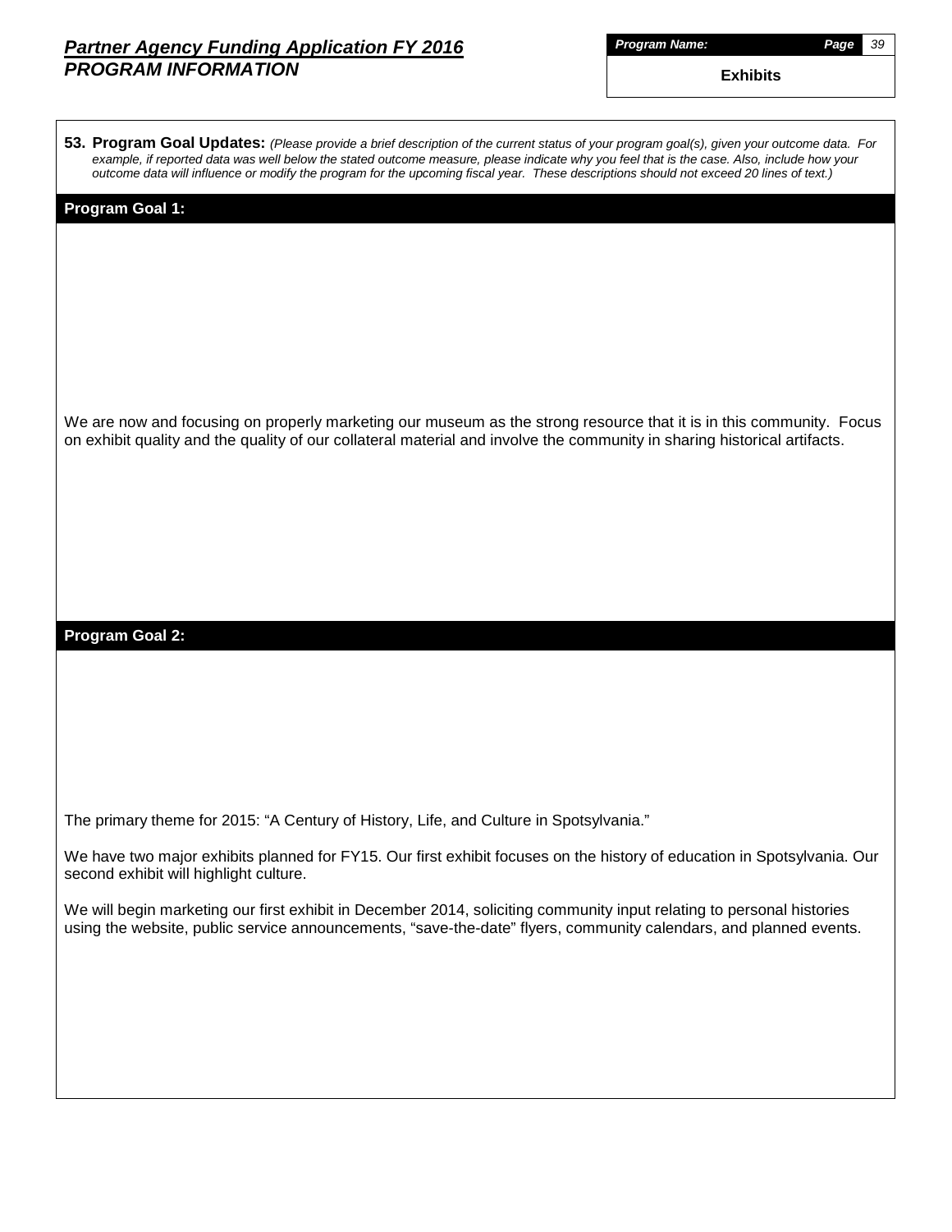# *Partner Agency Funding Application FY 2016*
## *PROGRAM INFORMATION*

***Program Name:*** **Exhibits**

**53. Program Goal Updates:** *(Please provide a brief description of the current status of your program goal(s), given your outcome data. For example, if reported data was well below the stated outcome measure, please indicate why you feel that is the case. Also, include how your outcome data will influence or modify the program for the upcoming fiscal year. These descriptions should not exceed 20 lines of text.)*

**Program Goal 1:**

We are now and focusing on properly marketing our museum as the strong resource that it is in this community. Focus on exhibit quality and the quality of our collateral material and involve the community in sharing historical artifacts.

**Program Goal 2:**

The primary theme for 2015: "A Century of History, Life, and Culture in Spotsylvania."

We have two major exhibits planned for FY15. Our first exhibit focuses on the history of education in Spotsylvania. Our second exhibit will highlight culture.

We will begin marketing our first exhibit in December 2014, soliciting community input relating to personal histories using the website, public service announcements, "save-the-date" flyers, community calendars, and planned events.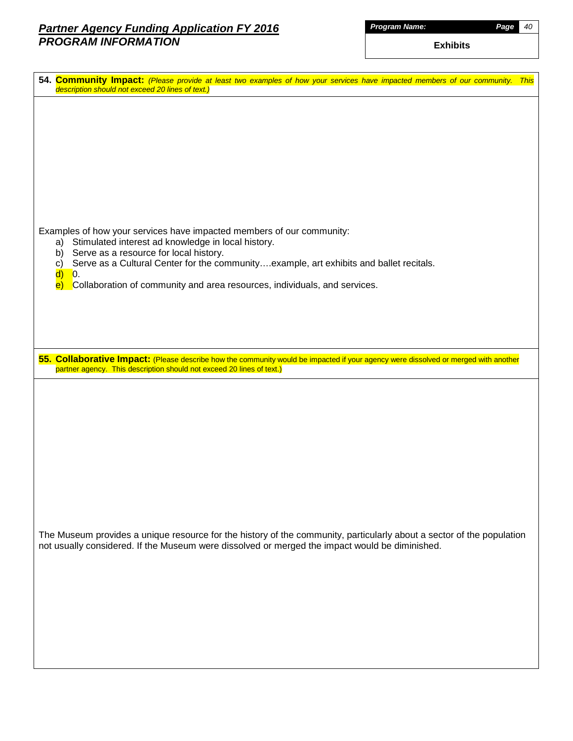**Partner Agency Funding Application FY 2016**
***PROGRAM INFORMATION***

**Program Name:** Exhibits

**54. Community Impact:** *(Please provide at least two examples of how your services have impacted members of our community. This description should not exceed 20 lines of text.)*

Examples of how your services have impacted members of our community:

a) Stimulated interest ad knowledge in local history.
b) Serve as a resource for local history.
c) Serve as a Cultural Center for the community….example, art exhibits and ballet recitals.
d) 0.
e) Collaboration of community and area resources, individuals, and services.

**55. Collaborative Impact:** (Please describe how the community would be impacted if your agency were dissolved or merged with another partner agency. This description should not exceed 20 lines of text.)

The Museum provides a unique resource for the history of the community, particularly about a sector of the population not usually considered. If the Museum were dissolved or merged the impact would be diminished.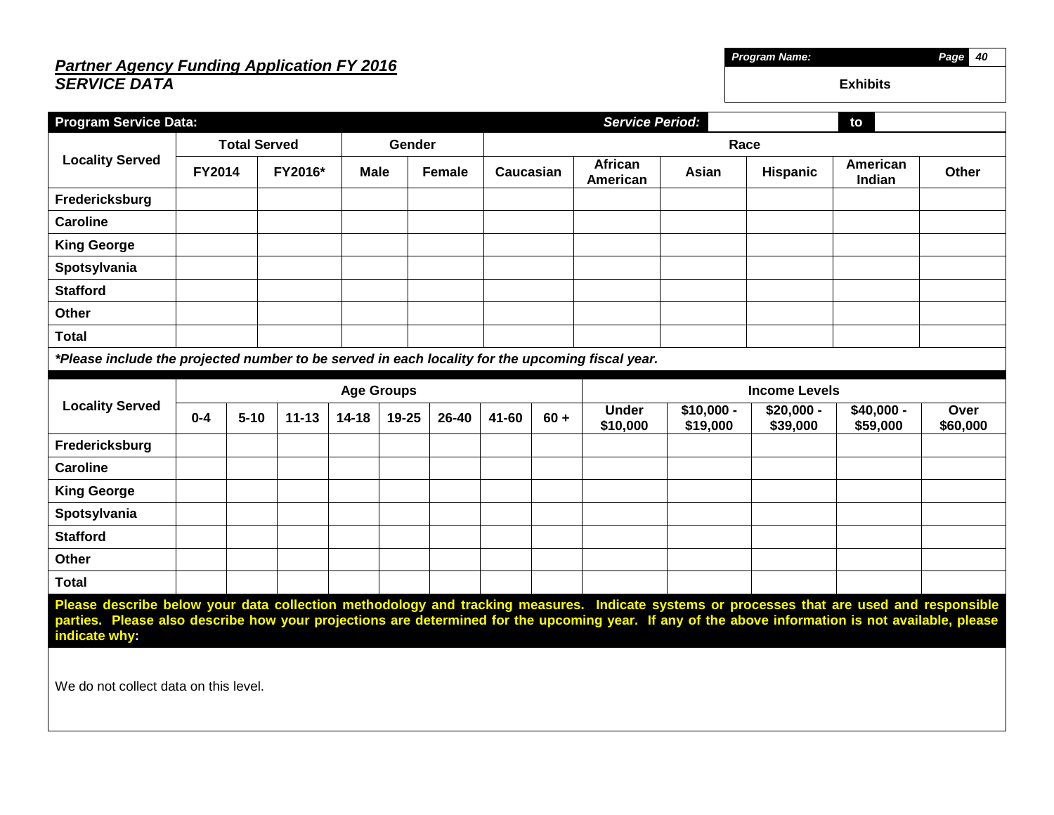***Partner Agency Funding Application FY 2016***
***SERVICE DATA***

| ***Program Name:*** | ***Page 40*** |
|---|---|
| **Exhibits** | |

**Program Service Data:** ***Service Period:*** to

| Locality Served | Total Served | | Gender | | Race | | | | | |
|---|---|---|---|---|---|---|---|---|---|---|
| | FY2014 | FY2016* | Male | Female | Caucasian | African American | Asian | Hispanic | American Indian | Other |
| Fredericksburg | | | | | | | | | | |
| Caroline | | | | | | | | | | |
| King George | | | | | | | | | | |
| Spotsylvania | | | | | | | | | | |
| Stafford | | | | | | | | | | |
| Other | | | | | | | | | | |
| Total | | | | | | | | | | |

***Please include the projected number to be served in each locality for the upcoming fiscal year.**

| Locality Served | Age Groups | | | | | | | | Income Levels | | | | |
|---|---|---|---|---|---|---|---|---|---|---|---|---|---|
| | 0-4 | 5-10 | 11-13 | 14-18 | 19-25 | 26-40 | 41-60 | 60 + | Under $10,000 | $10,000 - $19,000 | $20,000 - $39,000 | $40,000 - $59,000 | Over $60,000 |
| Fredericksburg | | | | | | | | | | | | | |
| Caroline | | | | | | | | | | | | | |
| King George | | | | | | | | | | | | | |
| Spotsylvania | | | | | | | | | | | | | |
| Stafford | | | | | | | | | | | | | |
| Other | | | | | | | | | | | | | |
| Total | | | | | | | | | | | | | |

**Please describe below your data collection methodology and tracking measures. Indicate systems or processes that are used and responsible parties. Please also describe how your projections are determined for the upcoming year. If any of the above information is not available, please indicate why:**

We do not collect data on this level.